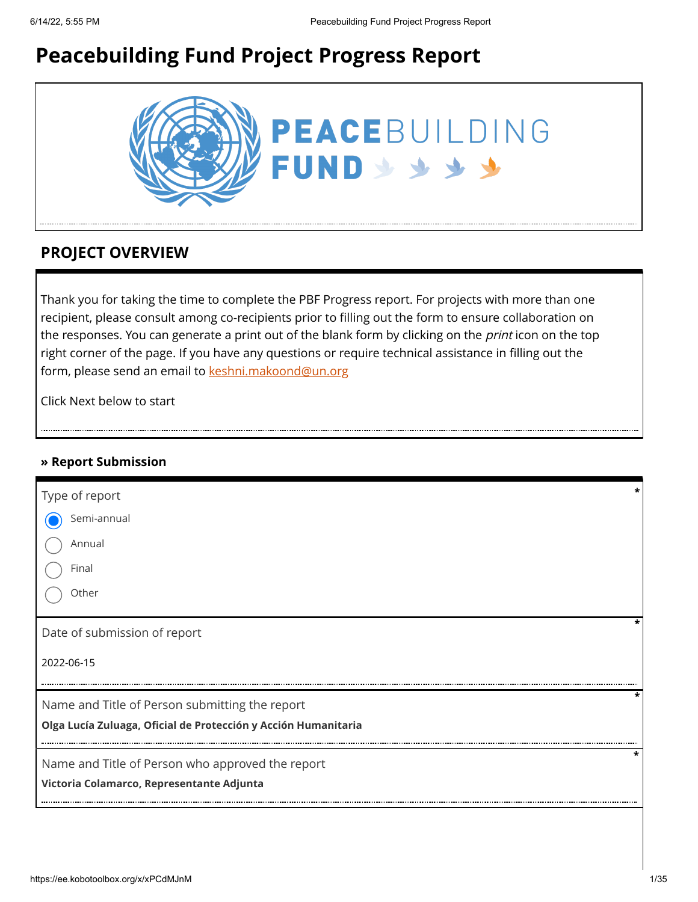# Peacebuilding Fund Project Progress Report

## PROJECT OVERVIEW

Thank you for taking the time to complete the PBF Progress report. For projects with more than one recipient, please consult among co-recipients prior to filling out the form to ensure collaboration on the responses. You can generate a print out of the blank form by clicking on the *print* icon on the top right corner of the page. If you have any questions or require technical assistance in filling out the form, please send an email to keshni.makoond@un.org

Click Next below to start

### » Report Submission

Type of report *

- (●) Semi-annual
- ( ) Annual
- ( ) Final
- ( ) Other

Date of submission of report *

2022-06-15

Name and Title of Person submitting the report *

**Olga Lucía Zuluaga, Oficial de Protección y Acción Humanitaria**

Name and Title of Person who approved the report *

**Victoria Colamarco, Representante Adjunta**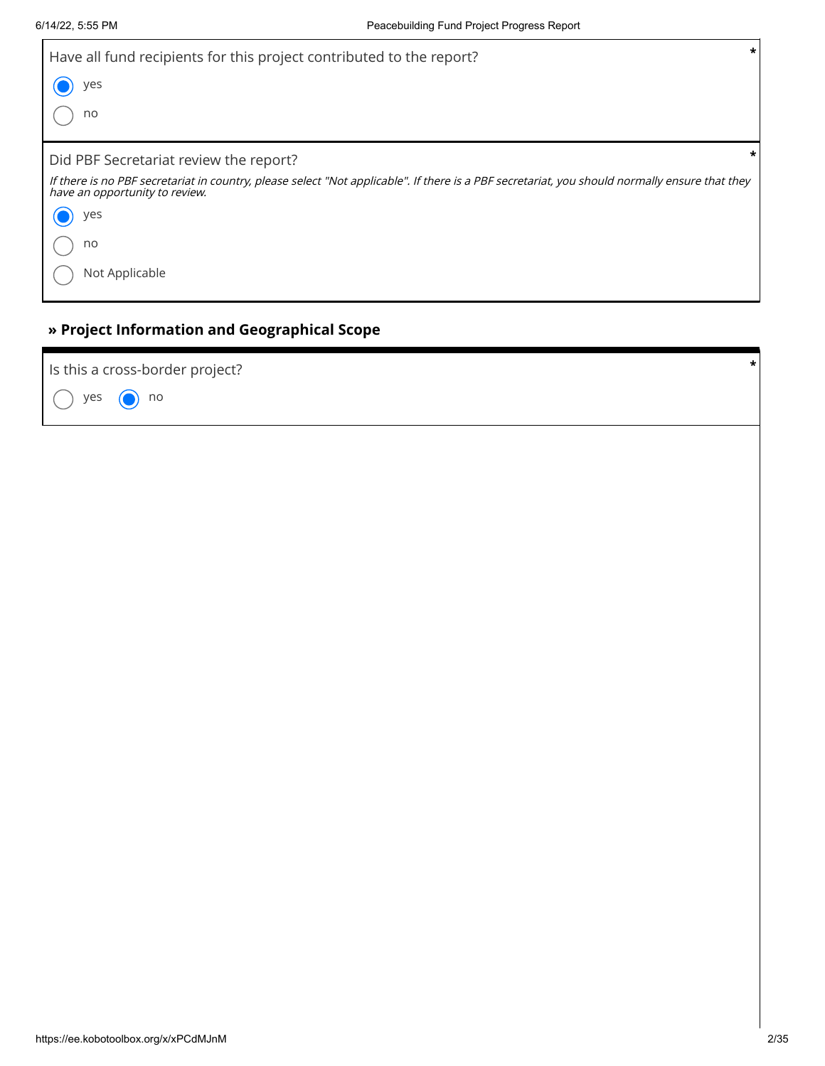Have all fund recipients for this project contributed to the report? *

- (●) yes
- ( ) no

Did PBF Secretariat review the report? *

*If there is no PBF secretariat in country, please select "Not applicable". If there is a PBF secretariat, you should normally ensure that they have an opportunity to review.*

- (●) yes
- ( ) no
- ( ) Not Applicable

## » Project Information and Geographical Scope

Is this a cross-border project? *

- ( ) yes
- (●) no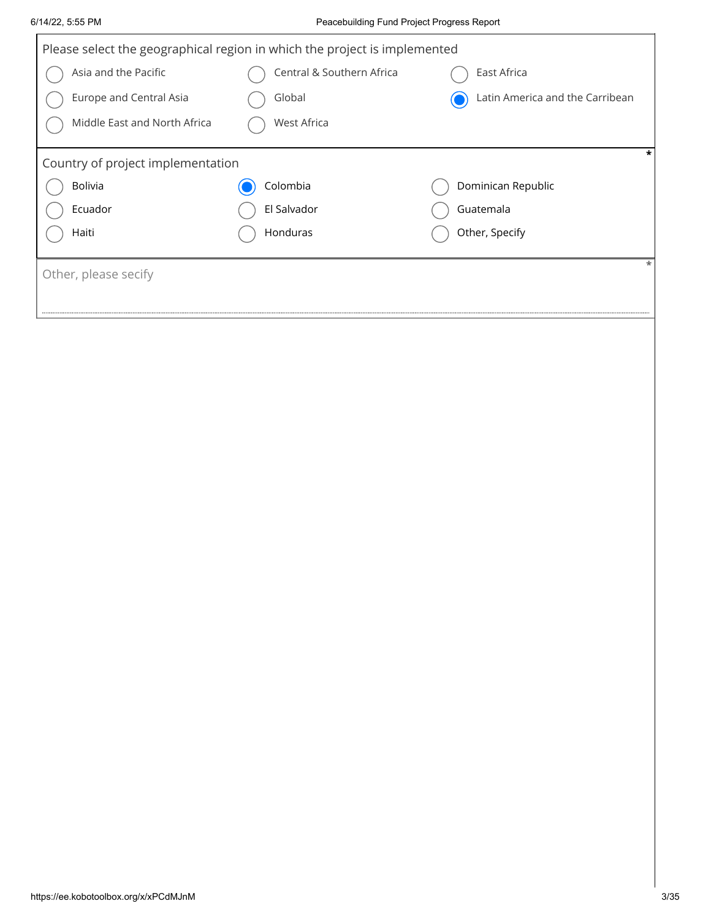Please select the geographical region in which the project is implemented

- ( ) Asia and the Pacific
- ( ) Central & Southern Africa
- ( ) East Africa
- ( ) Europe and Central Asia
- ( ) Global
- (●) Latin America and the Carribean
- ( ) Middle East and North Africa
- ( ) West Africa

Country of project implementation *

- ( ) Bolivia
- (●) Colombia
- ( ) Dominican Republic
- ( ) Ecuador
- ( ) El Salvador
- ( ) Guatemala
- ( ) Haiti
- ( ) Honduras
- ( ) Other, Specify

Other, please secify *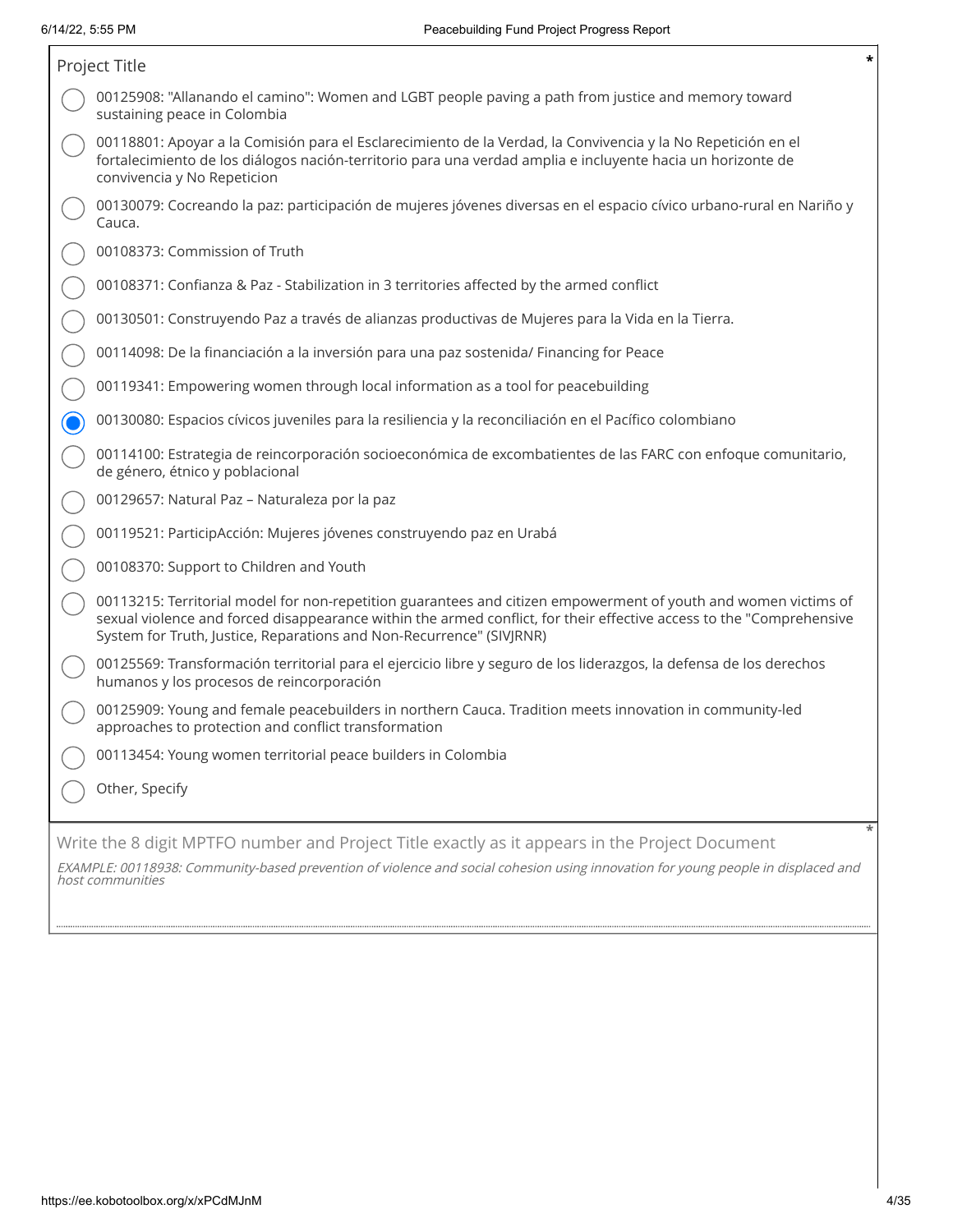Project Title *

- ( ) 00125908: "Allanando el camino": Women and LGBT people paving a path from justice and memory toward sustaining peace in Colombia
- ( ) 00118801: Apoyar a la Comisión para el Esclarecimiento de la Verdad, la Convivencia y la No Repetición en el fortalecimiento de los diálogos nación-territorio para una verdad amplia e incluyente hacia un horizonte de convivencia y No Repeticion
- ( ) 00130079: Cocreando la paz: participación de mujeres jóvenes diversas en el espacio cívico urbano-rural en Nariño y Cauca.
- ( ) 00108373: Commission of Truth
- ( ) 00108371: Confianza & Paz - Stabilization in 3 territories affected by the armed conflict
- ( ) 00130501: Construyendo Paz a través de alianzas productivas de Mujeres para la Vida en la Tierra.
- ( ) 00114098: De la financiación a la inversión para una paz sostenida/ Financing for Peace
- ( ) 00119341: Empowering women through local information as a tool for peacebuilding
- (x) 00130080: Espacios cívicos juveniles para la resiliencia y la reconciliación en el Pacífico colombiano
- ( ) 00114100: Estrategia de reincorporación socioeconómica de excombatientes de las FARC con enfoque comunitario, de género, étnico y poblacional
- ( ) 00129657: Natural Paz – Naturaleza por la paz
- ( ) 00119521: ParticipAcción: Mujeres jóvenes construyendo paz en Urabá
- ( ) 00108370: Support to Children and Youth
- ( ) 00113215: Territorial model for non-repetition guarantees and citizen empowerment of youth and women victims of sexual violence and forced disappearance within the armed conflict, for their effective access to the "Comprehensive System for Truth, Justice, Reparations and Non-Recurrence" (SIVJRNR)
- ( ) 00125569: Transformación territorial para el ejercicio libre y seguro de los liderazgos, la defensa de los derechos humanos y los procesos de reincorporación
- ( ) 00125909: Young and female peacebuilders in northern Cauca. Tradition meets innovation in community-led approaches to protection and conflict transformation
- ( ) 00113454: Young women territorial peace builders in Colombia
- ( ) Other, Specify

Write the 8 digit MPTFO number and Project Title exactly as it appears in the Project Document *

*EXAMPLE: 00118938: Community-based prevention of violence and social cohesion using innovation for young people in displaced and host communities*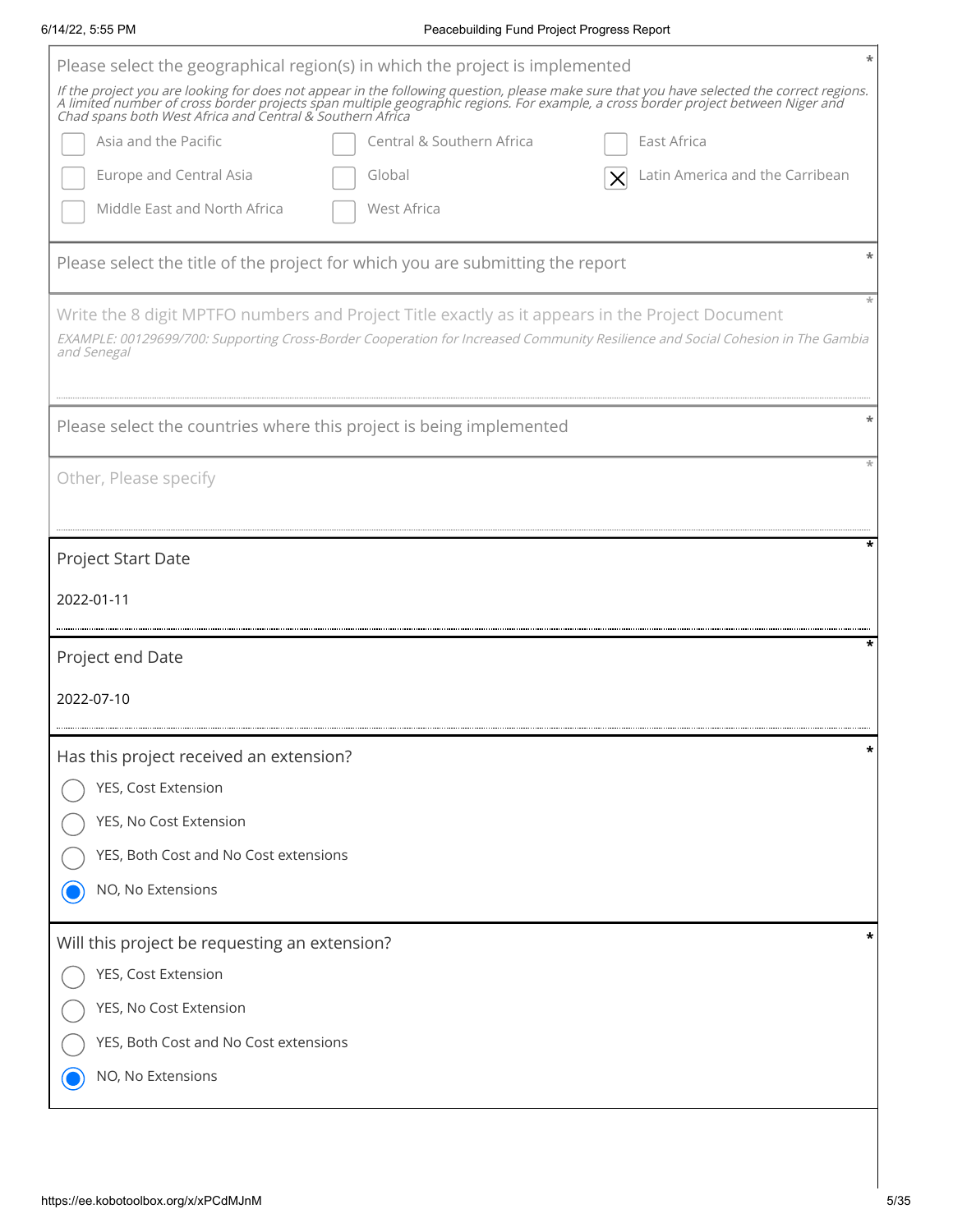Please select the geographical region(s) in which the project is implemented *

*If the project you are looking for does not appear in the following question, please make sure that you have selected the correct regions. A limited number of cross border projects span multiple geographic regions. For example, a cross border project between Niger and Chad spans both West Africa and Central & Southern Africa*

- [ ] Asia and the Pacific
- [ ] Central & Southern Africa
- [ ] East Africa
- [ ] Europe and Central Asia
- [ ] Global
- [x] Latin America and the Carribean
- [ ] Middle East and North Africa
- [ ] West Africa

Please select the title of the project for which you are submitting the report *

Write the 8 digit MPTFO numbers and Project Title exactly as it appears in the Project Document *

*EXAMPLE: 00129699/700: Supporting Cross-Border Cooperation for Increased Community Resilience and Social Cohesion in The Gambia and Senegal*

Please select the countries where this project is being implemented *

Other, Please specify *

Project Start Date *

2022-01-11

Project end Date *

2022-07-10

Has this project received an extension? *

- ( ) YES, Cost Extension
- ( ) YES, No Cost Extension
- ( ) YES, Both Cost and No Cost extensions
- (●) NO, No Extensions

Will this project be requesting an extension? *

- ( ) YES, Cost Extension
- ( ) YES, No Cost Extension
- ( ) YES, Both Cost and No Cost extensions
- (●) NO, No Extensions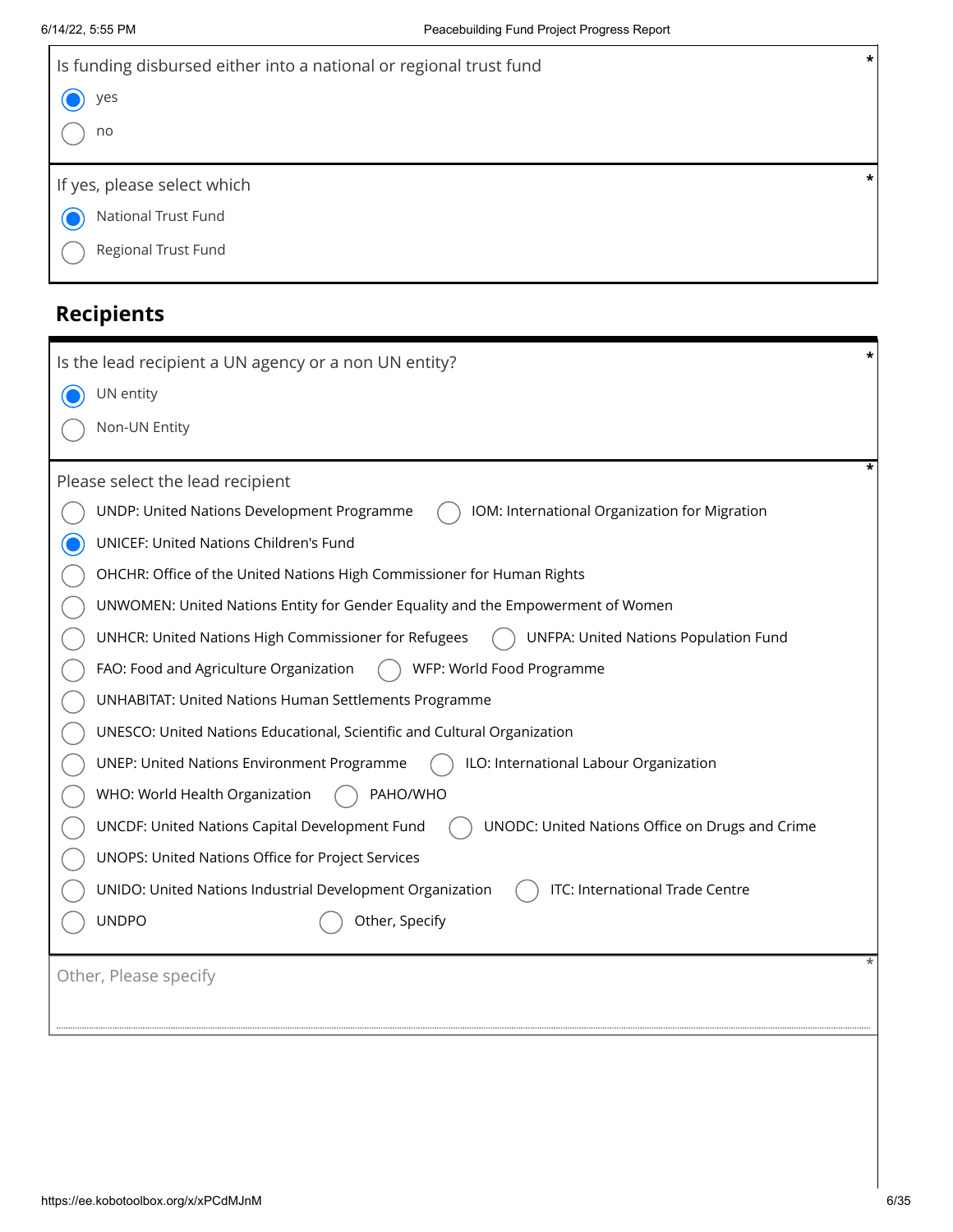Is funding disbursed either into a national or regional trust fund *

- (●) yes
- ( ) no

If yes, please select which *

- (●) National Trust Fund
- ( ) Regional Trust Fund

## Recipients

Is the lead recipient a UN agency or a non UN entity? *

- (●) UN entity
- ( ) Non-UN Entity

Please select the lead recipient *

- ( ) UNDP: United Nations Development Programme
- ( ) IOM: International Organization for Migration
- (●) UNICEF: United Nations Children's Fund
- ( ) OHCHR: Office of the United Nations High Commissioner for Human Rights
- ( ) UNWOMEN: United Nations Entity for Gender Equality and the Empowerment of Women
- ( ) UNHCR: United Nations High Commissioner for Refugees
- ( ) UNFPA: United Nations Population Fund
- ( ) FAO: Food and Agriculture Organization
- ( ) WFP: World Food Programme
- ( ) UNHABITAT: United Nations Human Settlements Programme
- ( ) UNESCO: United Nations Educational, Scientific and Cultural Organization
- ( ) UNEP: United Nations Environment Programme
- ( ) ILO: International Labour Organization
- ( ) WHO: World Health Organization
- ( ) PAHO/WHO
- ( ) UNCDF: United Nations Capital Development Fund
- ( ) UNODC: United Nations Office on Drugs and Crime
- ( ) UNOPS: United Nations Office for Project Services
- ( ) UNIDO: United Nations Industrial Development Organization
- ( ) ITC: International Trade Centre
- ( ) UNDPO
- ( ) Other, Specify

Other, Please specify *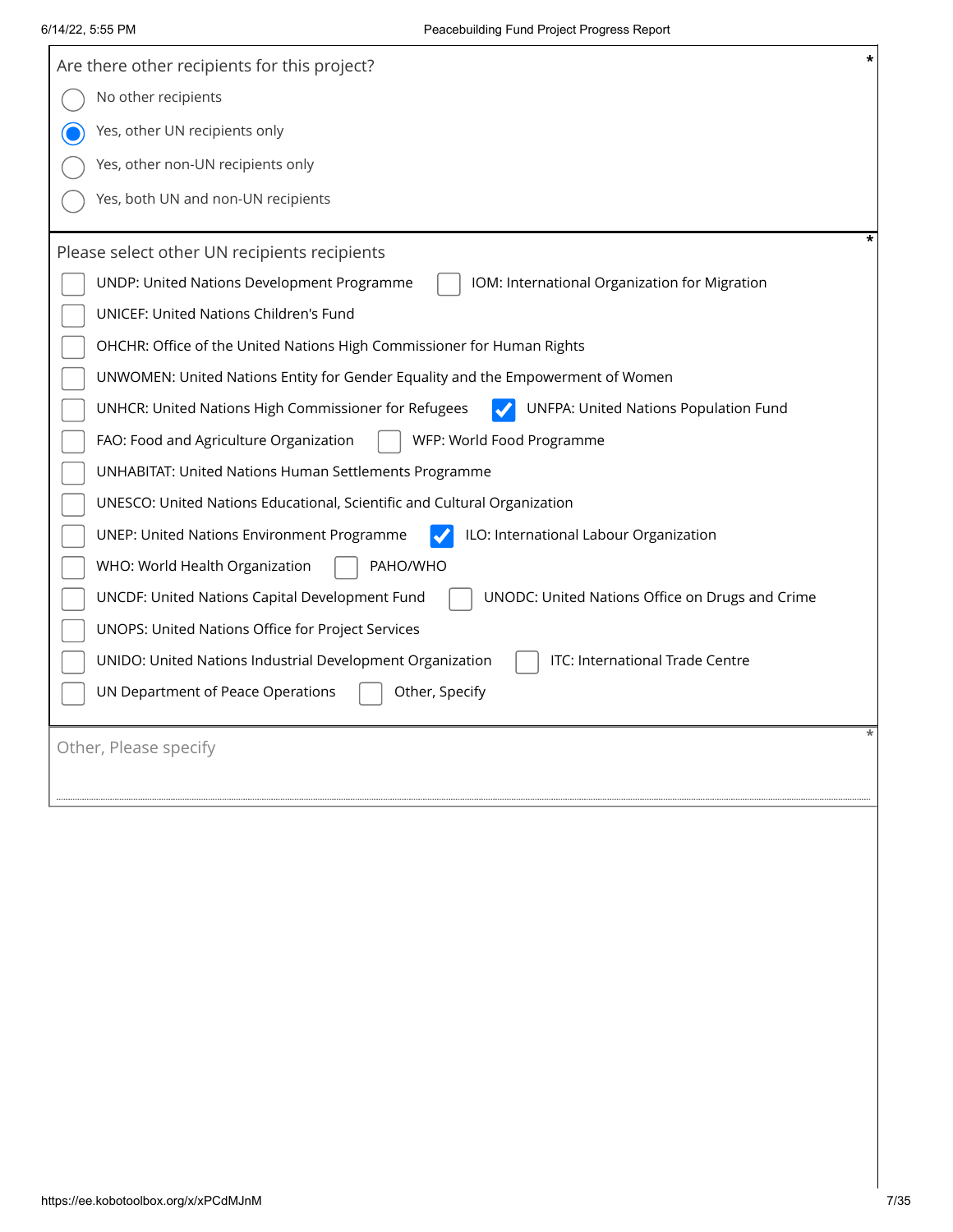Are there other recipients for this project? *

- ( ) No other recipients
- (•) Yes, other UN recipients only
- ( ) Yes, other non-UN recipients only
- ( ) Yes, both UN and non-UN recipients

Please select other UN recipients recipients *

- [ ] UNDP: United Nations Development Programme
- [ ] IOM: International Organization for Migration
- [ ] UNICEF: United Nations Children's Fund
- [ ] OHCHR: Office of the United Nations High Commissioner for Human Rights
- [ ] UNWOMEN: United Nations Entity for Gender Equality and the Empowerment of Women
- [ ] UNHCR: United Nations High Commissioner for Refugees
- [x] UNFPA: United Nations Population Fund
- [ ] FAO: Food and Agriculture Organization
- [ ] WFP: World Food Programme
- [ ] UNHABITAT: United Nations Human Settlements Programme
- [ ] UNESCO: United Nations Educational, Scientific and Cultural Organization
- [ ] UNEP: United Nations Environment Programme
- [x] ILO: International Labour Organization
- [ ] WHO: World Health Organization
- [ ] PAHO/WHO
- [ ] UNCDF: United Nations Capital Development Fund
- [ ] UNODC: United Nations Office on Drugs and Crime
- [ ] UNOPS: United Nations Office for Project Services
- [ ] UNIDO: United Nations Industrial Development Organization
- [ ] ITC: International Trade Centre
- [ ] UN Department of Peace Operations
- [ ] Other, Specify

Other, Please specify *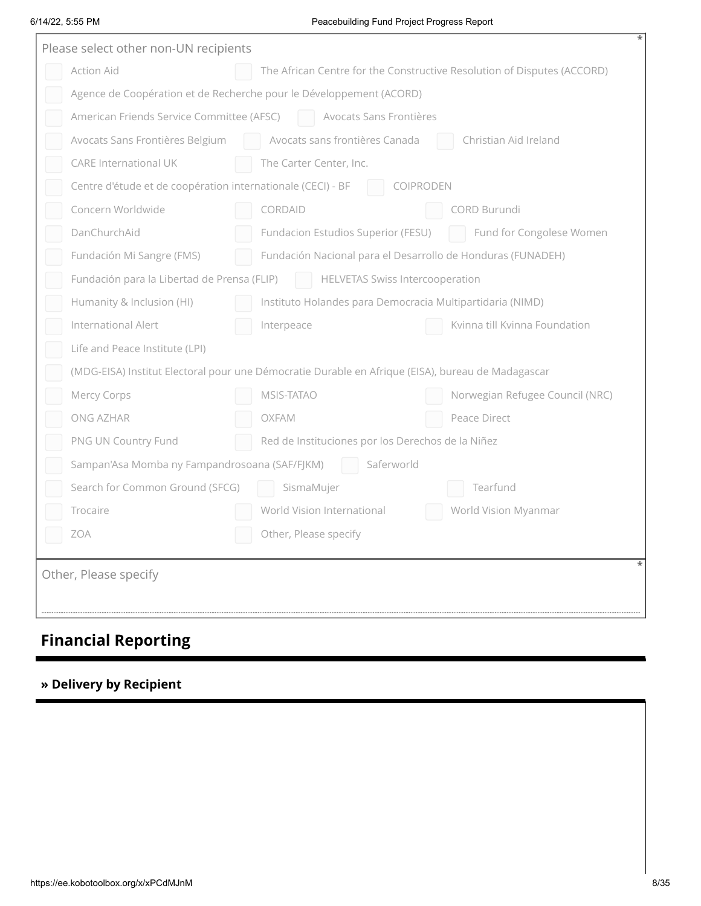Please select other non-UN recipients *

- [ ] Action Aid
- [ ] The African Centre for the Constructive Resolution of Disputes (ACCORD)
- [ ] Agence de Coopération et de Recherche pour le Développement (ACORD)
- [ ] American Friends Service Committee (AFSC)
- [ ] Avocats Sans Frontières
- [ ] Avocats Sans Frontières Belgium
- [ ] Avocats sans frontières Canada
- [ ] Christian Aid Ireland
- [ ] CARE International UK
- [ ] The Carter Center, Inc.
- [ ] Centre d'étude et de coopération internationale (CECI) - BF
- [ ] COIPRODEN
- [ ] Concern Worldwide
- [ ] CORDAID
- [ ] CORD Burundi
- [ ] DanChurchAid
- [ ] Fundacion Estudios Superior (FESU)
- [ ] Fund for Congolese Women
- [ ] Fundación Mi Sangre (FMS)
- [ ] Fundación Nacional para el Desarrollo de Honduras (FUNADEH)
- [ ] Fundación para la Libertad de Prensa (FLIP)
- [ ] HELVETAS Swiss Intercooperation
- [ ] Humanity & Inclusion (HI)
- [ ] Instituto Holandes para Democracia Multipartidaria (NIMD)
- [ ] International Alert
- [ ] Interpeace
- [ ] Kvinna till Kvinna Foundation
- [ ] Life and Peace Institute (LPI)
- [ ] (MDG-EISA) Institut Electoral pour une Démocratie Durable en Afrique (EISA), bureau de Madagascar
- [ ] Mercy Corps
- [ ] MSIS-TATAO
- [ ] Norwegian Refugee Council (NRC)
- [ ] ONG AZHAR
- [ ] OXFAM
- [ ] Peace Direct
- [ ] PNG UN Country Fund
- [ ] Red de Instituciones por los Derechos de la Niñez
- [ ] Sampan'Asa Momba ny Fampandrosoana (SAF/FJKM)
- [ ] Saferworld
- [ ] Search for Common Ground (SFCG)
- [ ] SismaMujer
- [ ] Tearfund
- [ ] Trocaire
- [ ] World Vision International
- [ ] World Vision Myanmar
- [ ] ZOA
- [ ] Other, Please specify

Other, Please specify *

## Financial Reporting

### » Delivery by Recipient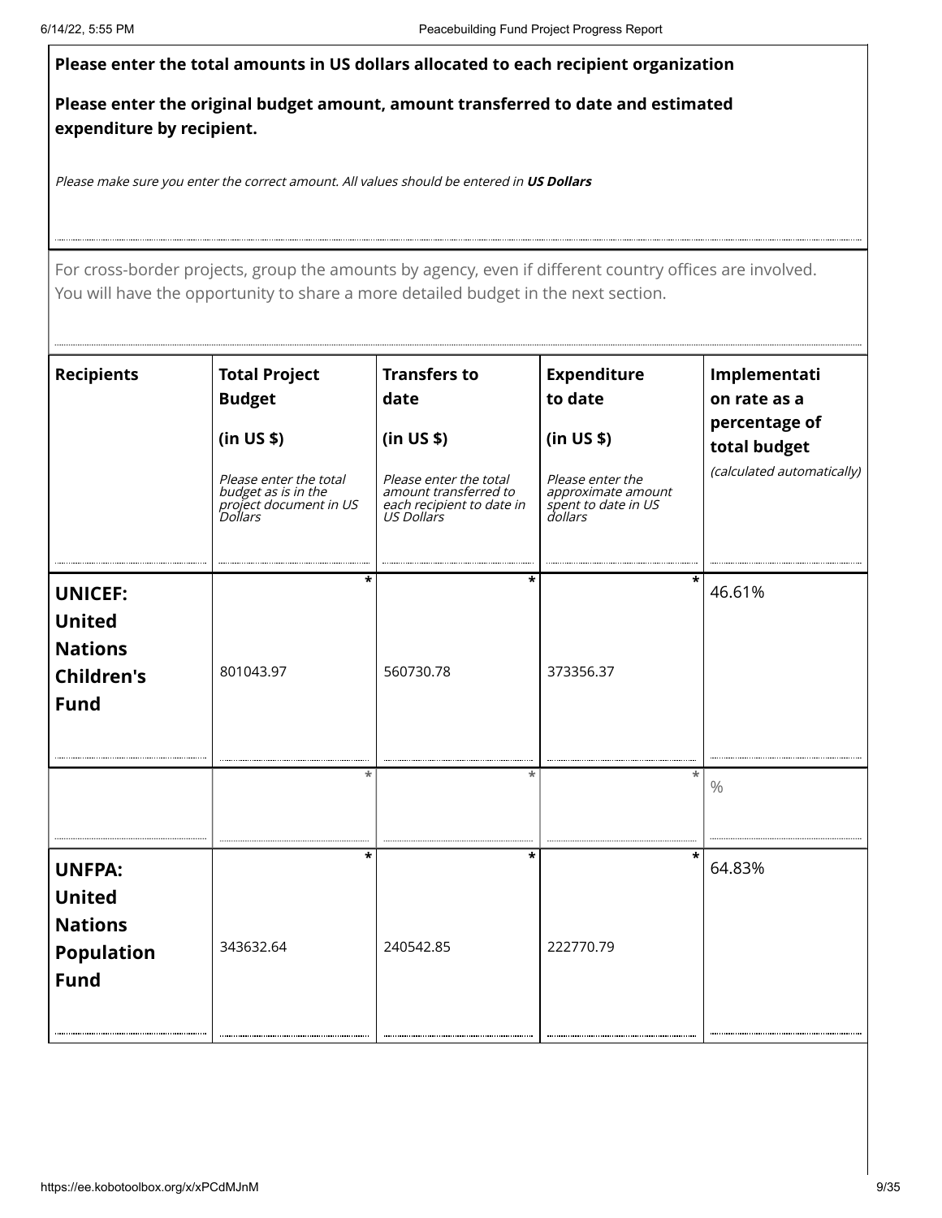**Please enter the total amounts in US dollars allocated to each recipient organization**

**Please enter the original budget amount, amount transferred to date and estimated expenditure by recipient.**

*Please make sure you enter the correct amount. All values should be entered in* ***US Dollars***

For cross-border projects, group the amounts by agency, even if different country offices are involved. You will have the opportunity to share a more detailed budget in the next section.

| Recipients | Total Project Budget (in US $) *Please enter the total budget as is in the project document in US Dollars* | Transfers to date (in US $) *Please enter the total amount transferred to each recipient to date in US Dollars* | Expenditure to date (in US $) *Please enter the approximate amount spent to date in US dollars* | Implementation rate as a percentage of total budget *(calculated automatically)* |
|---|---|---|---|---|
| **UNICEF: United Nations Children's Fund** | 801043.97 | 560730.78 | 373356.37 | 46.61% |
| | | | | % |
| **UNFPA: United Nations Population Fund** | 343632.64 | 240542.85 | 222770.79 | 64.83% |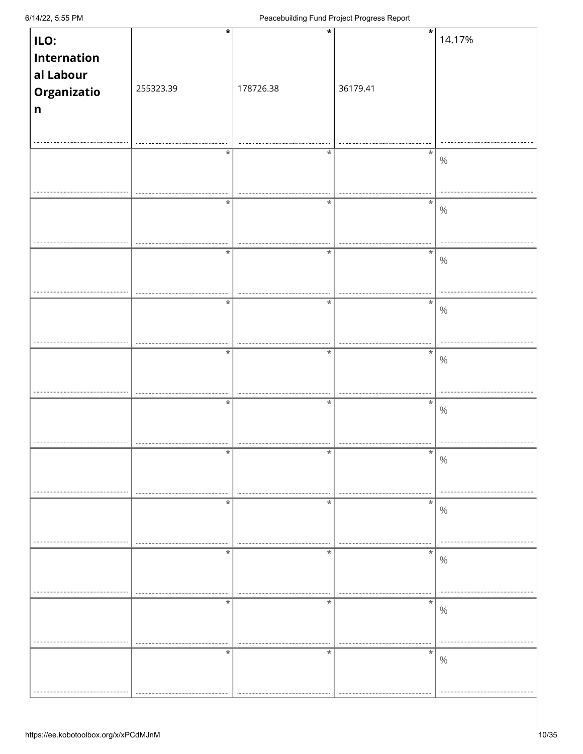| ILO: International Labour Organization | 255323.39 * | 178726.38 * | 36179.41 * | 14.17% |
|---|---|---|---|---|
| | * | * | * | % |
| | * | * | * | % |
| | * | * | * | % |
| | * | * | * | % |
| | * | * | * | % |
| | * | * | * | % |
| | * | * | * | % |
| | * | * | * | % |
| | * | * | * | % |
| | * | * | * | % |
| | * | * | * | % |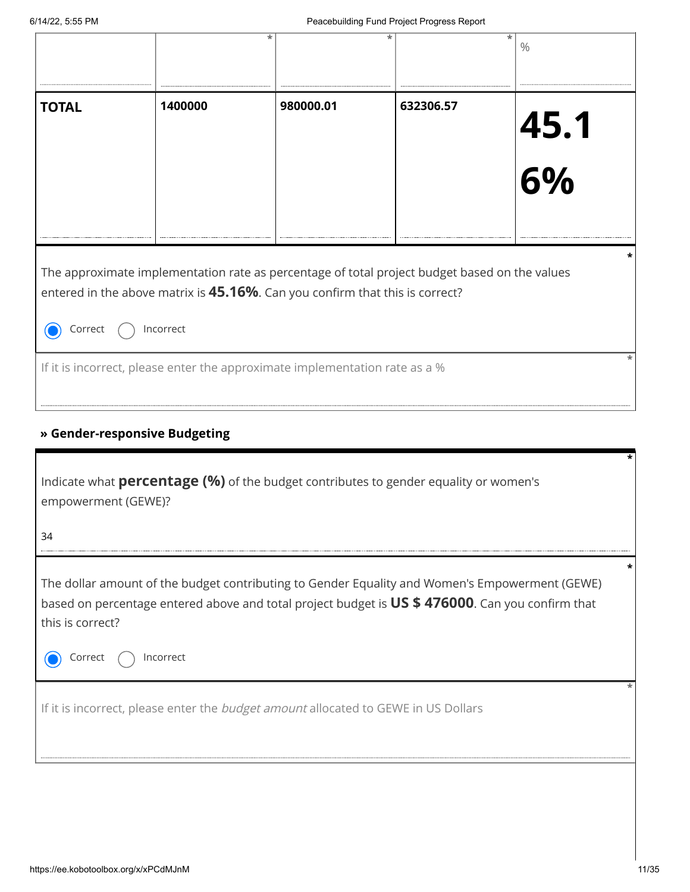| | * | * | * | % |
|---|---|---|---|---|
| **TOTAL** | **1400000** | **980000.01** | **632306.57** | **45.16%** |

The approximate implementation rate as percentage of total project budget based on the values entered in the above matrix is **45.16%**. Can you confirm that this is correct? *

- (●) Correct
- ( ) Incorrect

If it is incorrect, please enter the approximate implementation rate as a % *

### » Gender-responsive Budgeting

Indicate what **percentage (%)** of the budget contributes to gender equality or women's empowerment (GEWE)? *

34

The dollar amount of the budget contributing to Gender Equality and Women's Empowerment (GEWE) based on percentage entered above and total project budget is **US $ 476000**. Can you confirm that this is correct? *

- (●) Correct
- ( ) Incorrect

If it is incorrect, please enter the *budget amount* allocated to GEWE in US Dollars *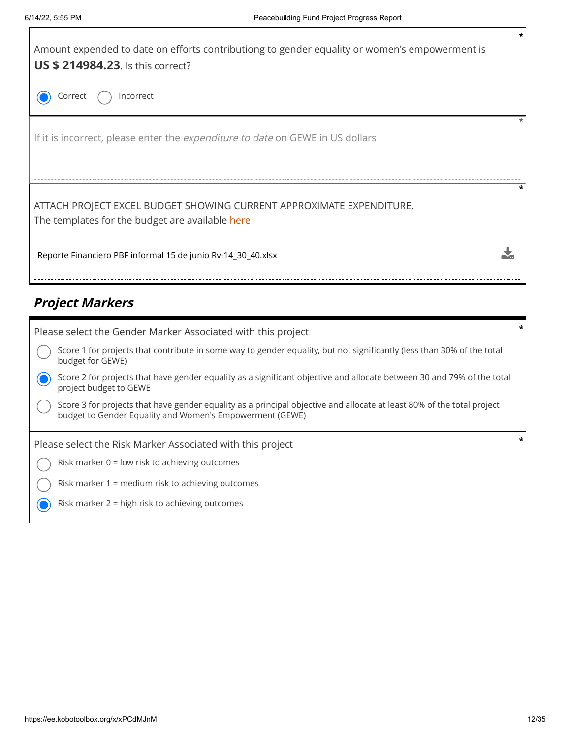Amount expended to date on efforts contributiong to gender equality or women's empowerment is **US $ 214984.23**. Is this correct? *

- (●) Correct
- ( ) Incorrect

If it is incorrect, please enter the *expenditure to date* on GEWE in US dollars *

ATTACH PROJECT EXCEL BUDGET SHOWING CURRENT APPROXIMATE EXPENDITURE. *
The templates for the budget are available here

Reporte Financiero PBF informal 15 de junio Rv-14_30_40.xlsx

## *Project Markers*

Please select the Gender Marker Associated with this project *

- ( ) Score 1 for projects that contribute in some way to gender equality, but not significantly (less than 30% of the total budget for GEWE)
- (●) Score 2 for projects that have gender equality as a significant objective and allocate between 30 and 79% of the total project budget to GEWE
- ( ) Score 3 for projects that have gender equality as a principal objective and allocate at least 80% of the total project budget to Gender Equality and Women's Empowerment (GEWE)

Please select the Risk Marker Associated with this project *

- ( ) Risk marker 0 = low risk to achieving outcomes
- ( ) Risk marker 1 = medium risk to achieving outcomes
- (●) Risk marker 2 = high risk to achieving outcomes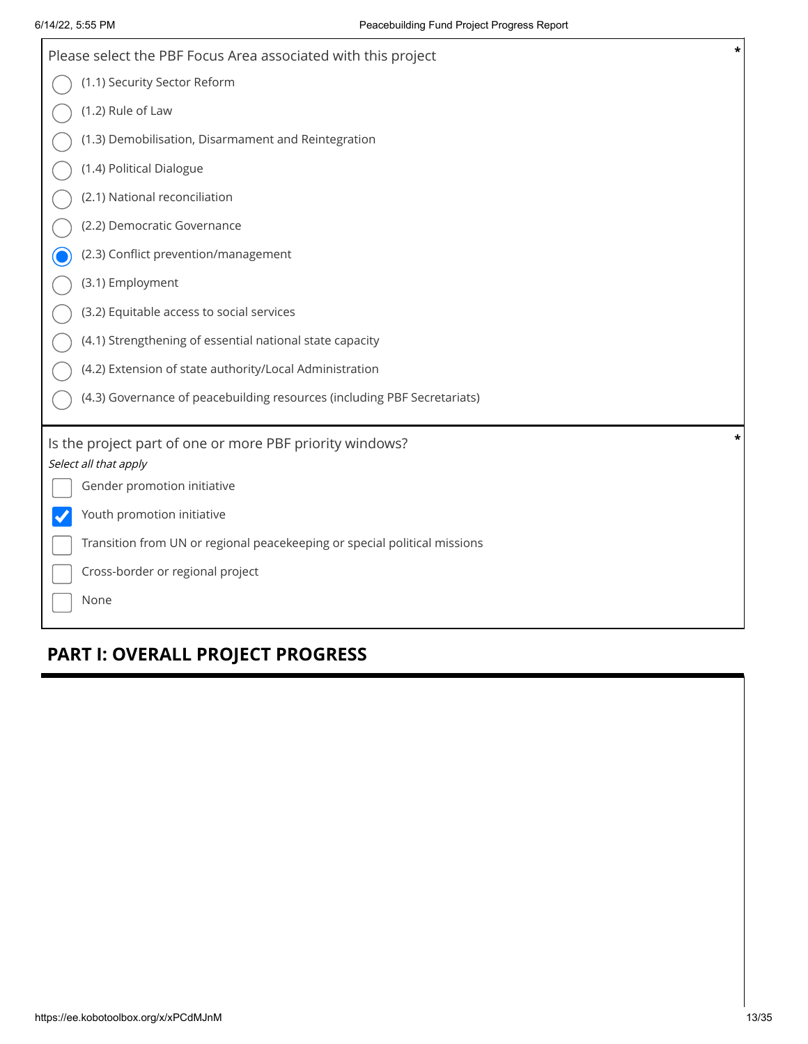Please select the PBF Focus Area associated with this project *

- ( ) (1.1) Security Sector Reform
- ( ) (1.2) Rule of Law
- ( ) (1.3) Demobilisation, Disarmament and Reintegration
- ( ) (1.4) Political Dialogue
- ( ) (2.1) National reconciliation
- ( ) (2.2) Democratic Governance
- (x) (2.3) Conflict prevention/management
- ( ) (3.1) Employment
- ( ) (3.2) Equitable access to social services
- ( ) (4.1) Strengthening of essential national state capacity
- ( ) (4.2) Extension of state authority/Local Administration
- ( ) (4.3) Governance of peacebuilding resources (including PBF Secretariats)

Is the project part of one or more PBF priority windows? *

*Select all that apply*

- [ ] Gender promotion initiative
- [x] Youth promotion initiative
- [ ] Transition from UN or regional peacekeeping or special political missions
- [ ] Cross-border or regional project
- [ ] None

## PART I: OVERALL PROJECT PROGRESS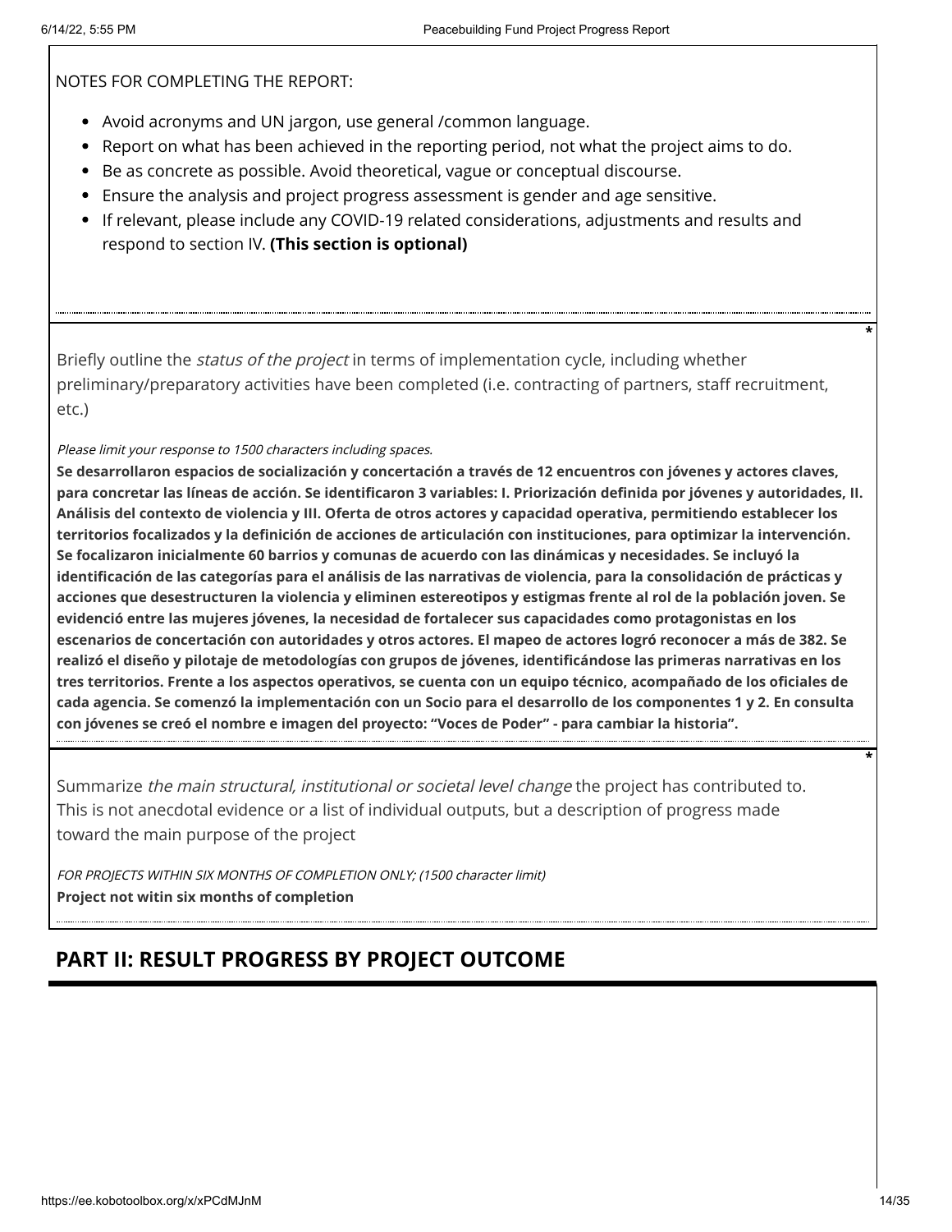NOTES FOR COMPLETING THE REPORT:

- Avoid acronyms and UN jargon, use general /common language.
- Report on what has been achieved in the reporting period, not what the project aims to do.
- Be as concrete as possible. Avoid theoretical, vague or conceptual discourse.
- Ensure the analysis and project progress assessment is gender and age sensitive.
- If relevant, please include any COVID-19 related considerations, adjustments and results and respond to section IV. **(This section is optional)**

*

Briefly outline the *status of the project* in terms of implementation cycle, including whether preliminary/preparatory activities have been completed (i.e. contracting of partners, staff recruitment, etc.)

*Please limit your response to 1500 characters including spaces.*

**Se desarrollaron espacios de socialización y concertación a través de 12 encuentros con jóvenes y actores claves, para concretar las líneas de acción. Se identificaron 3 variables: I. Priorización definida por jóvenes y autoridades, II. Análisis del contexto de violencia y III. Oferta de otros actores y capacidad operativa, permitiendo establecer los territorios focalizados y la definición de acciones de articulación con instituciones, para optimizar la intervención. Se focalizaron inicialmente 60 barrios y comunas de acuerdo con las dinámicas y necesidades. Se incluyó la identificación de las categorías para el análisis de las narrativas de violencia, para la consolidación de prácticas y acciones que desestructuren la violencia y eliminen estereotipos y estigmas frente al rol de la población joven. Se evidenció entre las mujeres jóvenes, la necesidad de fortalecer sus capacidades como protagonistas en los escenarios de concertación con autoridades y otros actores. El mapeo de actores logró reconocer a más de 382. Se realizó el diseño y pilotaje de metodologías con grupos de jóvenes, identificándose las primeras narrativas en los tres territorios. Frente a los aspectos operativos, se cuenta con un equipo técnico, acompañado de los oficiales de cada agencia. Se comenzó la implementación con un Socio para el desarrollo de los componentes 1 y 2. En consulta con jóvenes se creó el nombre e imagen del proyecto: "Voces de Poder" - para cambiar la historia".**

*

Summarize *the main structural, institutional or societal level change* the project has contributed to. This is not anecdotal evidence or a list of individual outputs, but a description of progress made toward the main purpose of the project

*FOR PROJECTS WITHIN SIX MONTHS OF COMPLETION ONLY; (1500 character limit)*

**Project not witin six months of completion**

## PART II: RESULT PROGRESS BY PROJECT OUTCOME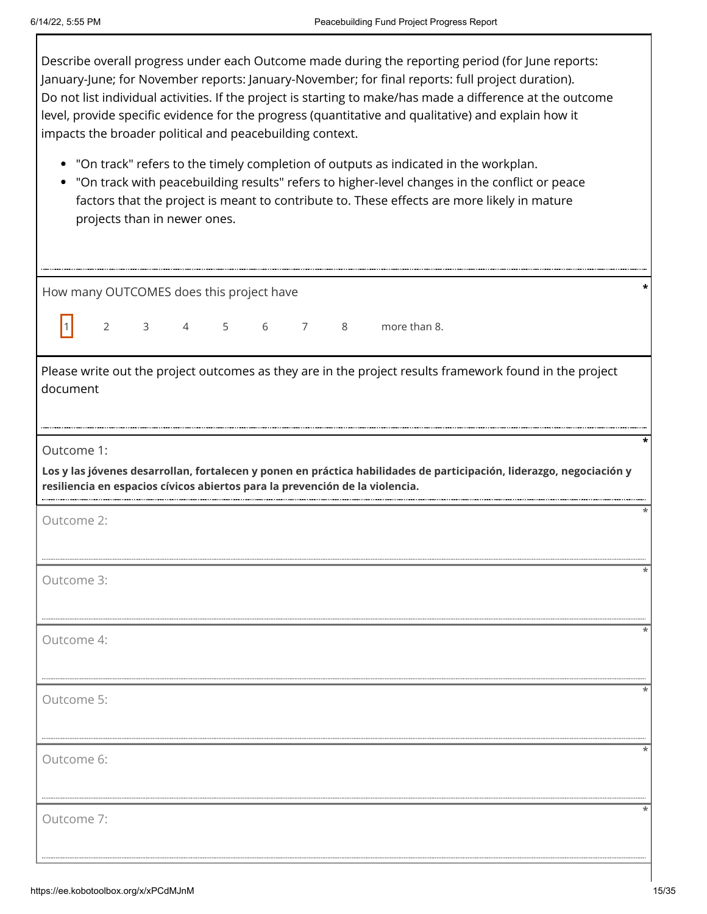Describe overall progress under each Outcome made during the reporting period (for June reports: January-June; for November reports: January-November; for final reports: full project duration). Do not list individual activities. If the project is starting to make/has made a difference at the outcome level, provide specific evidence for the progress (quantitative and qualitative) and explain how it impacts the broader political and peacebuilding context.

- "On track" refers to the timely completion of outputs as indicated in the workplan.
- "On track with peacebuilding results" refers to higher-level changes in the conflict or peace factors that the project is meant to contribute to. These effects are more likely in mature projects than in newer ones.

How many OUTCOMES does this project have *

[1] 2 3 4 5 6 7 8 more than 8.

Please write out the project outcomes as they are in the project results framework found in the project document

Outcome 1: *

**Los y las jóvenes desarrollan, fortalecen y ponen en práctica habilidades de participación, liderazgo, negociación y resiliencia en espacios cívicos abiertos para la prevención de la violencia.**

Outcome 2: *

Outcome 3: *

Outcome 4: *

Outcome 5: *

Outcome 6: *

Outcome 7: *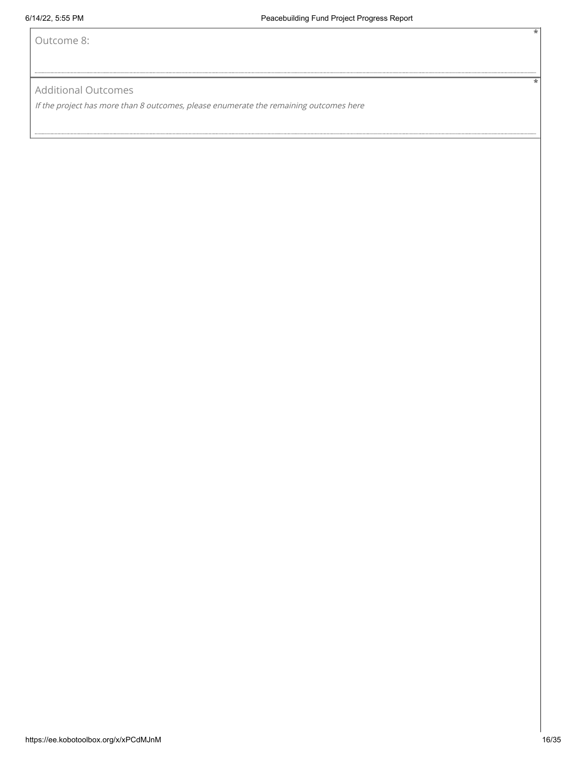Outcome 8: *

Additional Outcomes *

*If the project has more than 8 outcomes, please enumerate the remaining outcomes here*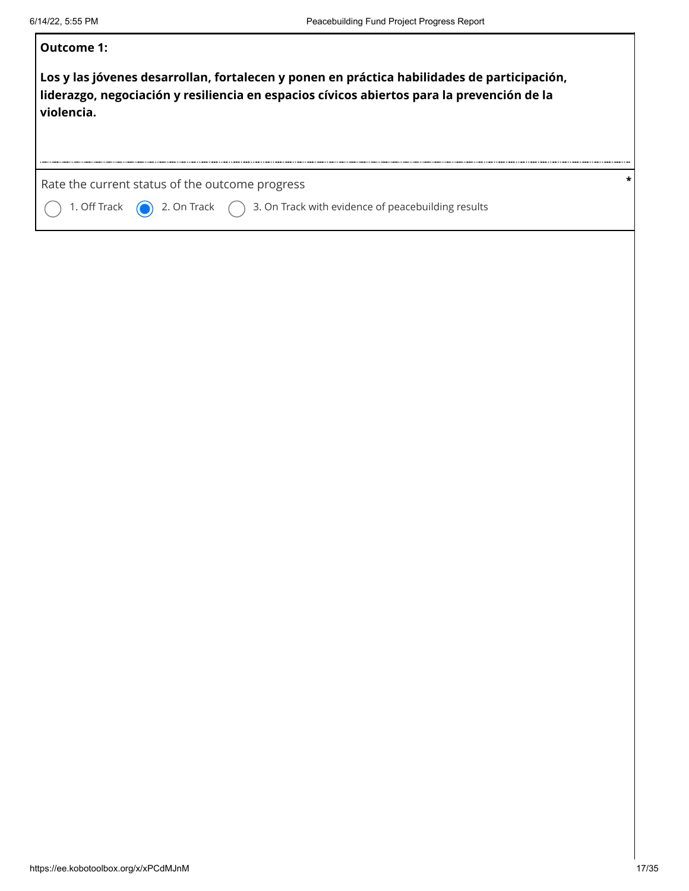**Outcome 1:**

**Los y las jóvenes desarrollan, fortalecen y ponen en práctica habilidades de participación, liderazgo, negociación y resiliencia en espacios cívicos abiertos para la prevención de la violencia.**

Rate the current status of the outcome progress *

- ○ 1. Off Track
- ● 2. On Track
- ○ 3. On Track with evidence of peacebuilding results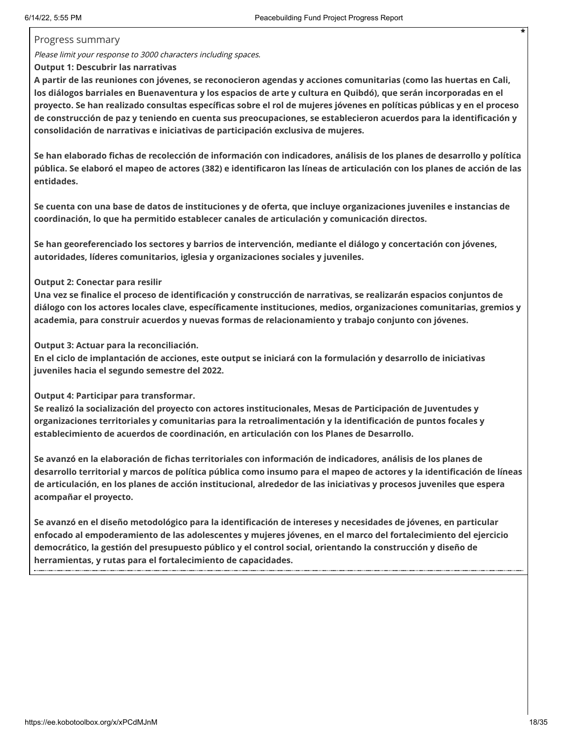Progress summary

*Please limit your response to 3000 characters including spaces.*

**Output 1: Descubrir las narrativas**

**A partir de las reuniones con jóvenes, se reconocieron agendas y acciones comunitarias (como las huertas en Cali, los diálogos barriales en Buenaventura y los espacios de arte y cultura en Quibdó), que serán incorporadas en el proyecto. Se han realizado consultas específicas sobre el rol de mujeres jóvenes en políticas públicas y en el proceso de construcción de paz y teniendo en cuenta sus preocupaciones, se establecieron acuerdos para la identificación y consolidación de narrativas e iniciativas de participación exclusiva de mujeres.**

**Se han elaborado fichas de recolección de información con indicadores, análisis de los planes de desarrollo y política pública. Se elaboró el mapeo de actores (382) e identificaron las líneas de articulación con los planes de acción de las entidades.**

**Se cuenta con una base de datos de instituciones y de oferta, que incluye organizaciones juveniles e instancias de coordinación, lo que ha permitido establecer canales de articulación y comunicación directos.**

**Se han georeferenciado los sectores y barrios de intervención, mediante el diálogo y concertación con jóvenes, autoridades, líderes comunitarios, iglesia y organizaciones sociales y juveniles.**

**Output 2: Conectar para resilir**

**Una vez se finalice el proceso de identificación y construcción de narrativas, se realizarán espacios conjuntos de diálogo con los actores locales clave, específicamente instituciones, medios, organizaciones comunitarias, gremios y academia, para construir acuerdos y nuevas formas de relacionamiento y trabajo conjunto con jóvenes.**

**Output 3: Actuar para la reconciliación.**

**En el ciclo de implantación de acciones, este output se iniciará con la formulación y desarrollo de iniciativas juveniles hacia el segundo semestre del 2022.**

**Output 4: Participar para transformar.**

**Se realizó la socialización del proyecto con actores institucionales, Mesas de Participación de Juventudes y organizaciones territoriales y comunitarias para la retroalimentación y la identificación de puntos focales y establecimiento de acuerdos de coordinación, en articulación con los Planes de Desarrollo.**

**Se avanzó en la elaboración de fichas territoriales con información de indicadores, análisis de los planes de desarrollo territorial y marcos de política pública como insumo para el mapeo de actores y la identificación de líneas de articulación, en los planes de acción institucional, alrededor de las iniciativas y procesos juveniles que espera acompañar el proyecto.**

**Se avanzó en el diseño metodológico para la identificación de intereses y necesidades de jóvenes, en particular enfocado al empoderamiento de las adolescentes y mujeres jóvenes, en el marco del fortalecimiento del ejercicio democrático, la gestión del presupuesto público y el control social, orientando la construcción y diseño de herramientas, y rutas para el fortalecimiento de capacidades.**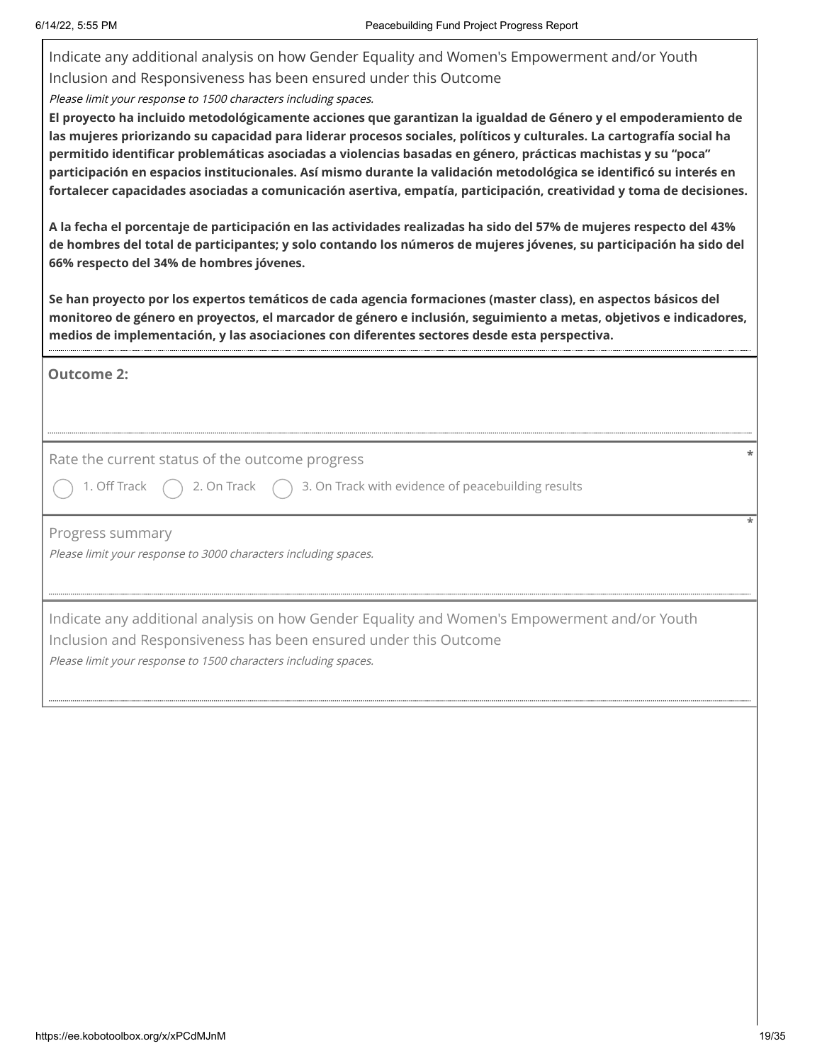Indicate any additional analysis on how Gender Equality and Women's Empowerment and/or Youth Inclusion and Responsiveness has been ensured under this Outcome

*Please limit your response to 1500 characters including spaces.*

**El proyecto ha incluido metodológicamente acciones que garantizan la igualdad de Género y el empoderamiento de las mujeres priorizando su capacidad para liderar procesos sociales, políticos y culturales. La cartografía social ha permitido identificar problemáticas asociadas a violencias basadas en género, prácticas machistas y su "poca" participación en espacios institucionales. Así mismo durante la validación metodológica se identificó su interés en fortalecer capacidades asociadas a comunicación asertiva, empatía, participación, creatividad y toma de decisiones.**

**A la fecha el porcentaje de participación en las actividades realizadas ha sido del 57% de mujeres respecto del 43% de hombres del total de participantes; y solo contando los números de mujeres jóvenes, su participación ha sido del 66% respecto del 34% de hombres jóvenes.**

**Se han proyecto por los expertos temáticos de cada agencia formaciones (master class), en aspectos básicos del monitoreo de género en proyectos, el marcador de género e inclusión, seguimiento a metas, objetivos e indicadores, medios de implementación, y las asociaciones con diferentes sectores desde esta perspectiva.**

**Outcome 2:**

Rate the current status of the outcome progress *

- ○ 1. Off Track
- ○ 2. On Track
- ○ 3. On Track with evidence of peacebuilding results

Progress summary *

*Please limit your response to 3000 characters including spaces.*

Indicate any additional analysis on how Gender Equality and Women's Empowerment and/or Youth Inclusion and Responsiveness has been ensured under this Outcome

*Please limit your response to 1500 characters including spaces.*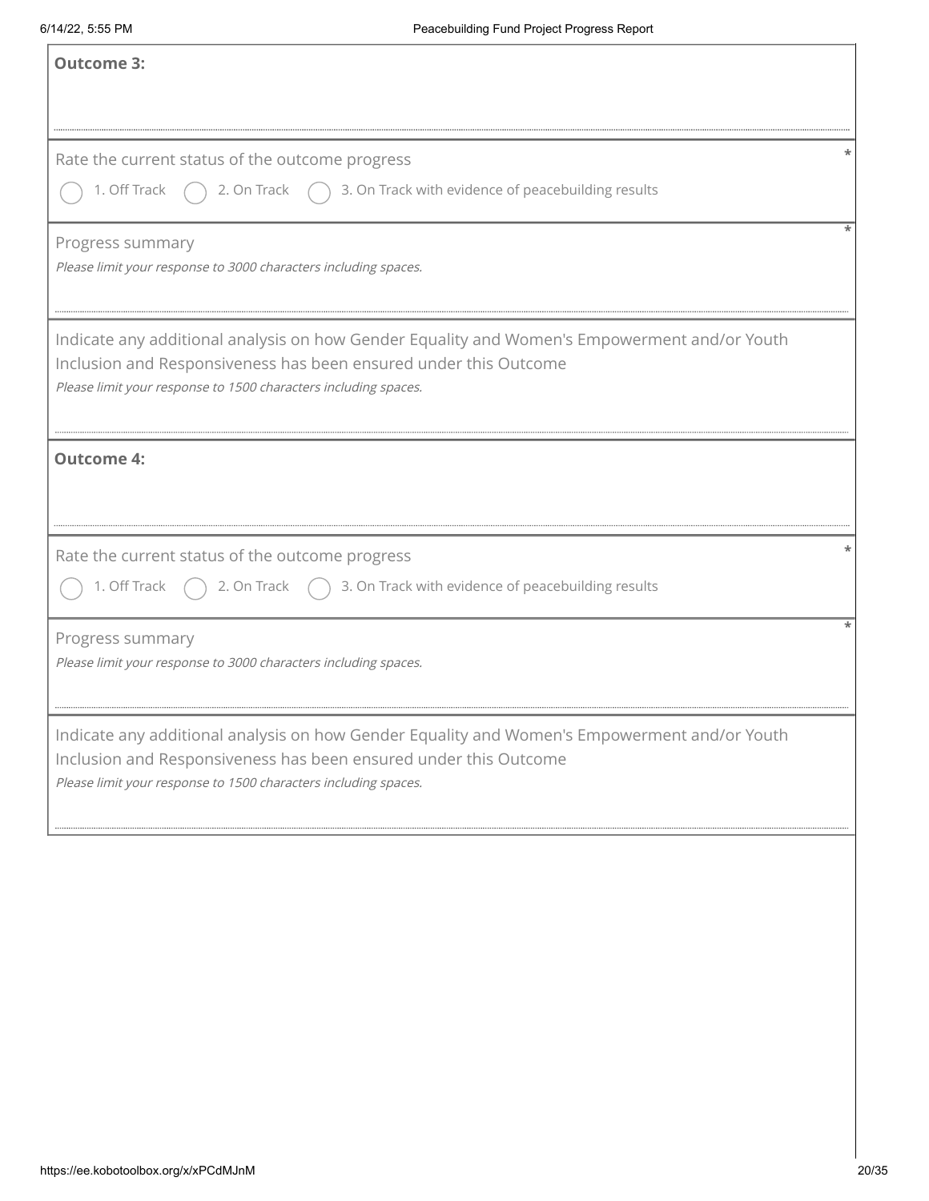**Outcome 3:**

Rate the current status of the outcome progress *

- 1. Off Track
- 2. On Track
- 3. On Track with evidence of peacebuilding results

Progress summary *

*Please limit your response to 3000 characters including spaces.*

Indicate any additional analysis on how Gender Equality and Women's Empowerment and/or Youth Inclusion and Responsiveness has been ensured under this Outcome

*Please limit your response to 1500 characters including spaces.*

**Outcome 4:**

Rate the current status of the outcome progress *

- 1. Off Track
- 2. On Track
- 3. On Track with evidence of peacebuilding results

Progress summary *

*Please limit your response to 3000 characters including spaces.*

Indicate any additional analysis on how Gender Equality and Women's Empowerment and/or Youth Inclusion and Responsiveness has been ensured under this Outcome

*Please limit your response to 1500 characters including spaces.*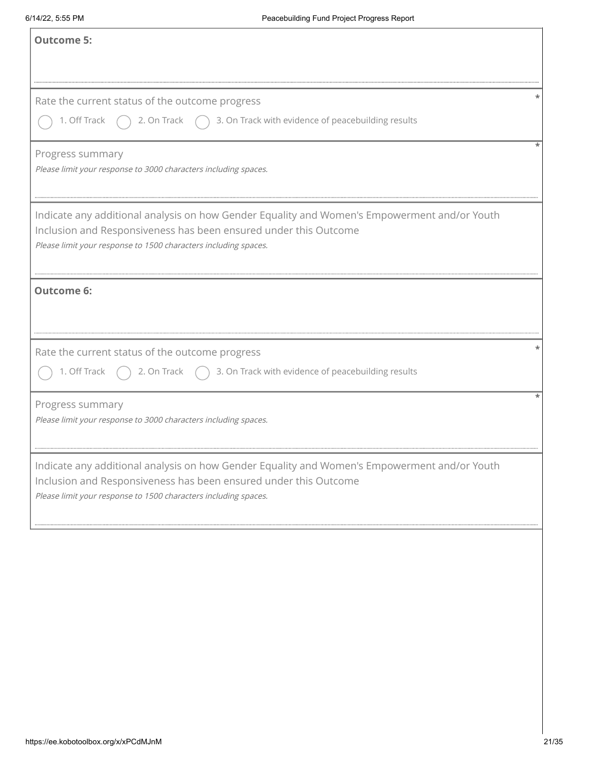**Outcome 5:**

Rate the current status of the outcome progress *

- ◯ 1. Off Track
- ◯ 2. On Track
- ◯ 3. On Track with evidence of peacebuilding results

Progress summary *

*Please limit your response to 3000 characters including spaces.*

Indicate any additional analysis on how Gender Equality and Women's Empowerment and/or Youth Inclusion and Responsiveness has been ensured under this Outcome

*Please limit your response to 1500 characters including spaces.*

**Outcome 6:**

Rate the current status of the outcome progress *

- ◯ 1. Off Track
- ◯ 2. On Track
- ◯ 3. On Track with evidence of peacebuilding results

Progress summary *

*Please limit your response to 3000 characters including spaces.*

Indicate any additional analysis on how Gender Equality and Women's Empowerment and/or Youth Inclusion and Responsiveness has been ensured under this Outcome

*Please limit your response to 1500 characters including spaces.*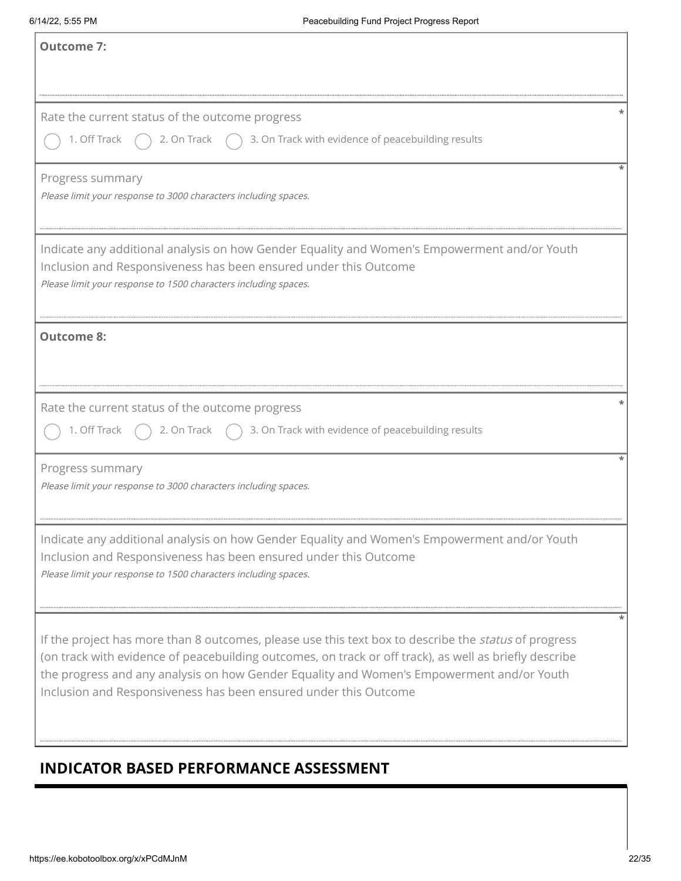**Outcome 7:**

Rate the current status of the outcome progress *

( ) 1. Off Track ( ) 2. On Track ( ) 3. On Track with evidence of peacebuilding results

Progress summary *

*Please limit your response to 3000 characters including spaces.*

Indicate any additional analysis on how Gender Equality and Women's Empowerment and/or Youth Inclusion and Responsiveness has been ensured under this Outcome

*Please limit your response to 1500 characters including spaces.*

**Outcome 8:**

Rate the current status of the outcome progress *

( ) 1. Off Track ( ) 2. On Track ( ) 3. On Track with evidence of peacebuilding results

Progress summary *

*Please limit your response to 3000 characters including spaces.*

Indicate any additional analysis on how Gender Equality and Women's Empowerment and/or Youth Inclusion and Responsiveness has been ensured under this Outcome

*Please limit your response to 1500 characters including spaces.*

If the project has more than 8 outcomes, please use this text box to describe the *status* of progress (on track with evidence of peacebuilding outcomes, on track or off track), as well as briefly describe the progress and any analysis on how Gender Equality and Women's Empowerment and/or Youth Inclusion and Responsiveness has been ensured under this Outcome *

## INDICATOR BASED PERFORMANCE ASSESSMENT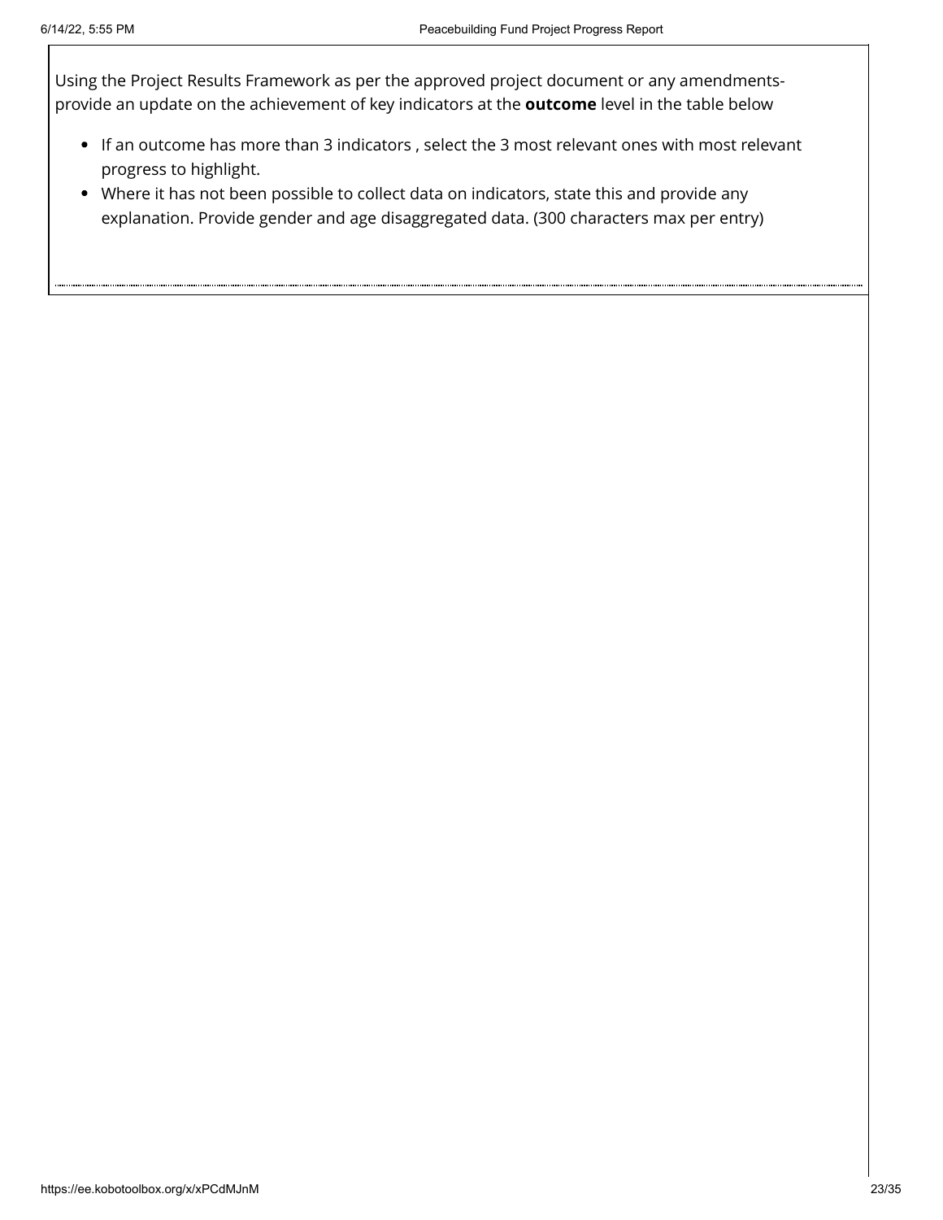Using the Project Results Framework as per the approved project document or any amendments- provide an update on the achievement of key indicators at the **outcome** level in the table below

- If an outcome has more than 3 indicators , select the 3 most relevant ones with most relevant progress to highlight.
- Where it has not been possible to collect data on indicators, state this and provide any explanation. Provide gender and age disaggregated data. (300 characters max per entry)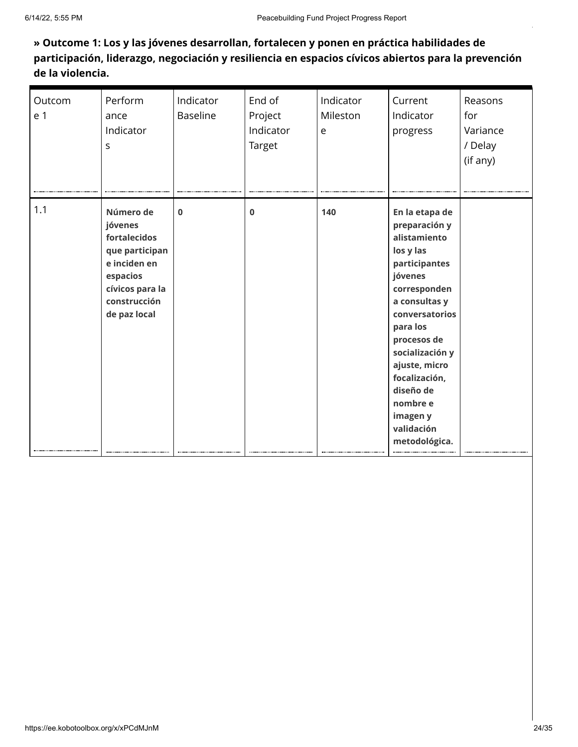**» Outcome 1: Los y las jóvenes desarrollan, fortalecen y ponen en práctica habilidades de participación, liderazgo, negociación y resiliencia en espacios cívicos abiertos para la prevención de la violencia.**

| Outcome 1 | Performance Indicators | Indicator Baseline | End of Project Indicator Target | Indicator Milestone | Current Indicator progress | Reasons for Variance / Delay (if any) |
|---|---|---|---|---|---|---|
| 1.1 | **Número de jóvenes fortalecidos que participan e inciden en espacios cívicos para la construcción de paz local** | **0** | **0** | **140** | **En la etapa de preparación y alistamiento los y las participantes jóvenes corresponden a consultas y conversatorios para los procesos de socialización y ajuste, micro focalización, diseño de nombre e imagen y validación metodológica.** | |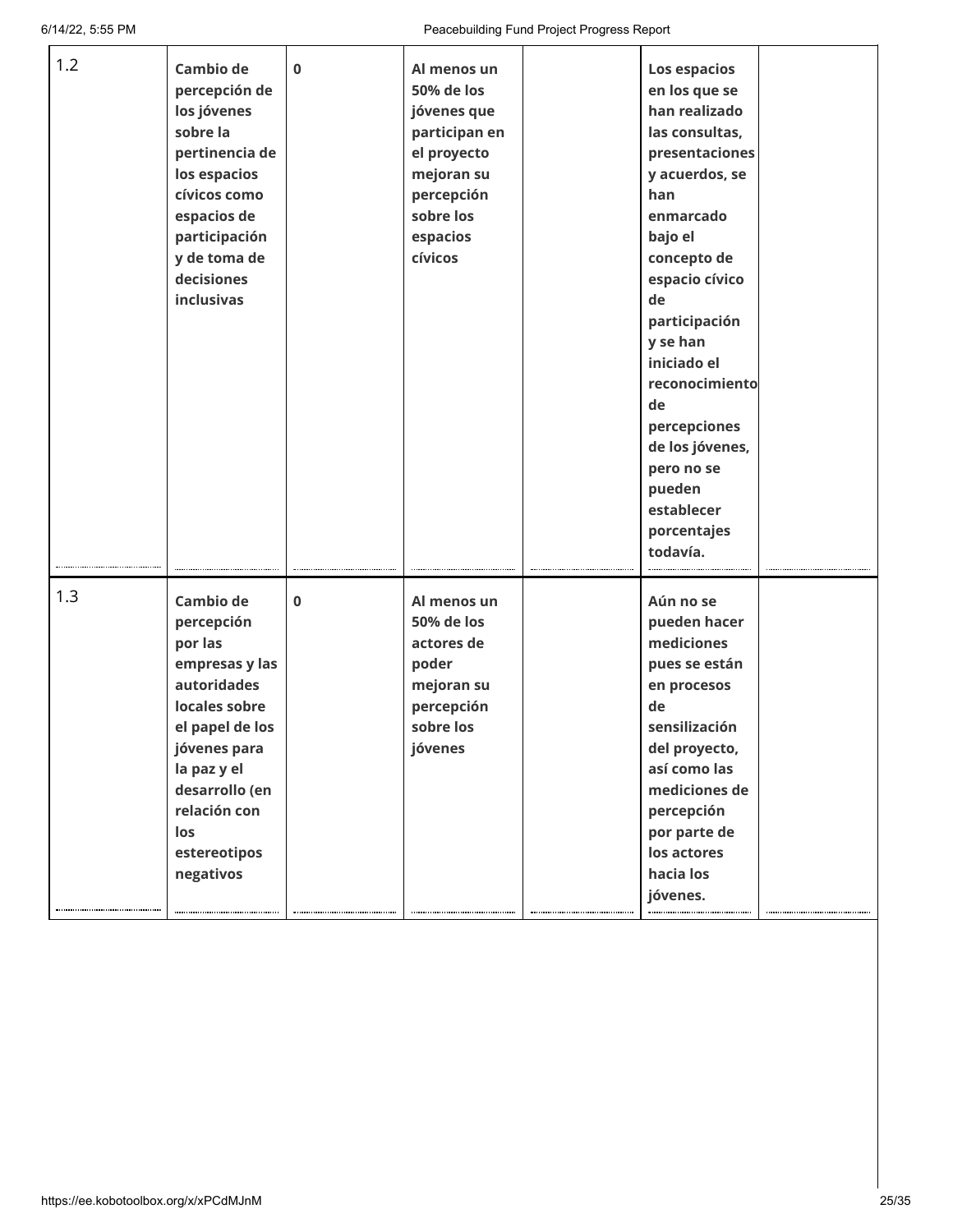| | | | | | | |
|---|---|---|---|---|---|---|
| 1.2 | **Cambio de percepción de los jóvenes sobre la pertinencia de los espacios cívicos como espacios de participación y de toma de decisiones inclusivas** | **0** | **Al menos un 50% de los jóvenes que participan en el proyecto mejoran su percepción sobre los espacios cívicos** | | **Los espacios en los que se han realizado las consultas, presentaciones y acuerdos, se han enmarcado bajo el concepto de espacio cívico de participación y se han iniciado el reconocimiento de percepciones de los jóvenes, pero no se pueden establecer porcentajes todavía.** | |
| 1.3 | **Cambio de percepción por las empresas y las autoridades locales sobre el papel de los jóvenes para la paz y el desarrollo (en relación con los estereotipos negativos** | **0** | **Al menos un 50% de los actores de poder mejoran su percepción sobre los jóvenes** | | **Aún no se pueden hacer mediciones pues se están en procesos de sensilización del proyecto, así como las mediciones de percepción por parte de los actores hacia los jóvenes.** | |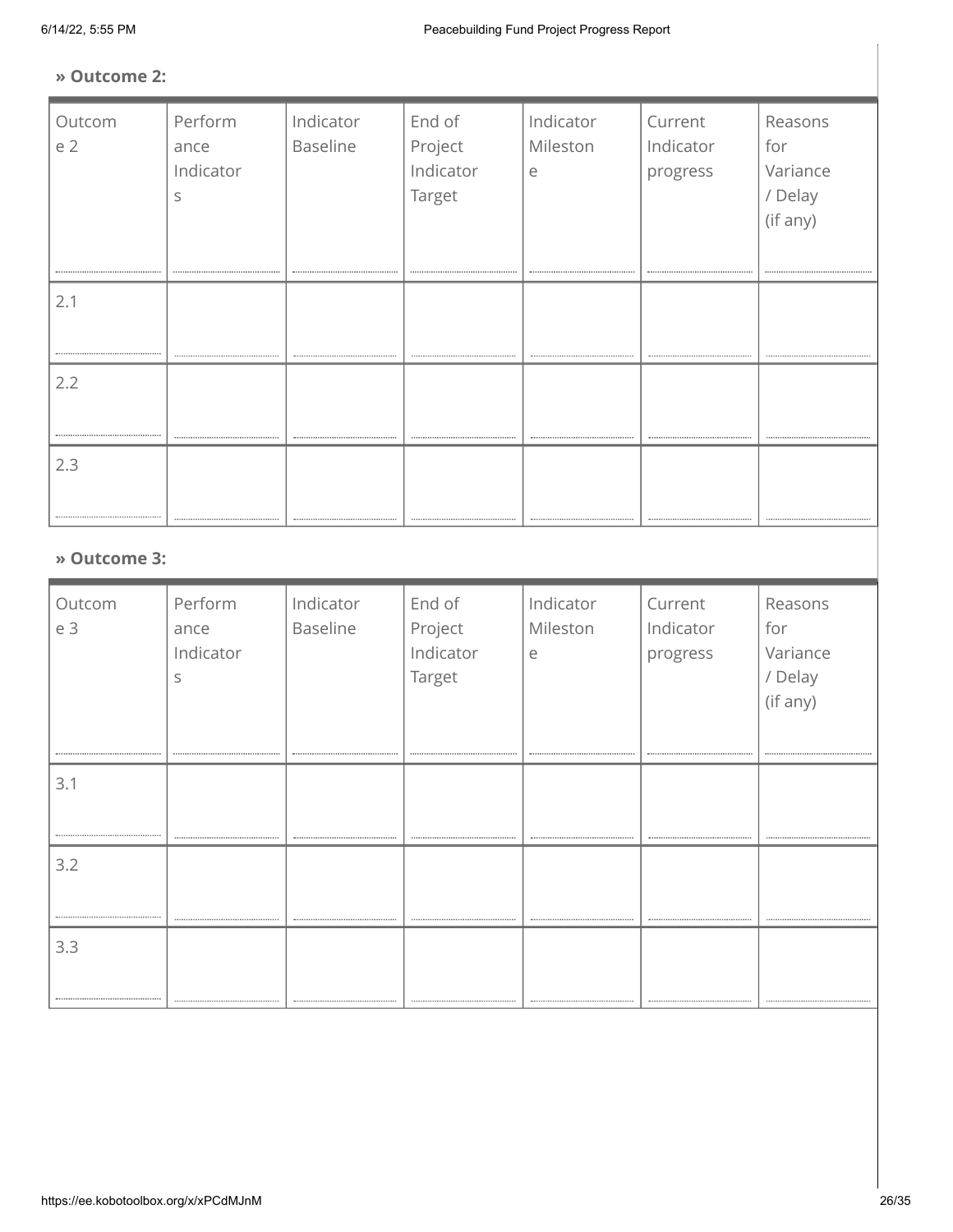**» Outcome 2:**

| Outcome 2 | Performance Indicators | Indicator Baseline | End of Project Indicator Target | Indicator Milestone | Current Indicator progress | Reasons for Variance / Delay (if any) |
|---|---|---|---|---|---|---|
| 2.1 | | | | | | |
| 2.2 | | | | | | |
| 2.3 | | | | | | |

**» Outcome 3:**

| Outcome 3 | Performance Indicators | Indicator Baseline | End of Project Indicator Target | Indicator Milestone | Current Indicator progress | Reasons for Variance / Delay (if any) |
|---|---|---|---|---|---|---|
| 3.1 | | | | | | |
| 3.2 | | | | | | |
| 3.3 | | | | | | |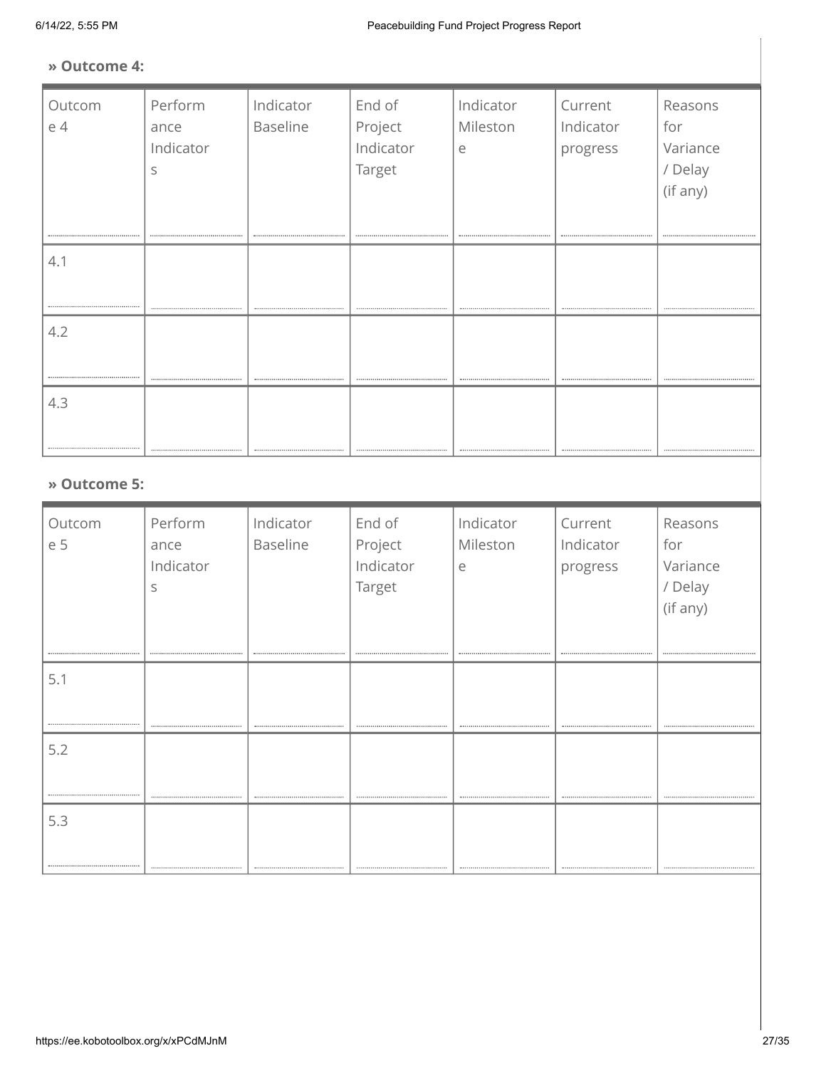**» Outcome 4:**

| Outcome 4 | Performance Indicators | Indicator Baseline | End of Project Indicator Target | Indicator Milestone | Current Indicator progress | Reasons for Variance / Delay (if any) |
|---|---|---|---|---|---|---|
| 4.1 | | | | | | |
| 4.2 | | | | | | |
| 4.3 | | | | | | |

**» Outcome 5:**

| Outcome 5 | Performance Indicators | Indicator Baseline | End of Project Indicator Target | Indicator Milestone | Current Indicator progress | Reasons for Variance / Delay (if any) |
|---|---|---|---|---|---|---|
| 5.1 | | | | | | |
| 5.2 | | | | | | |
| 5.3 | | | | | | |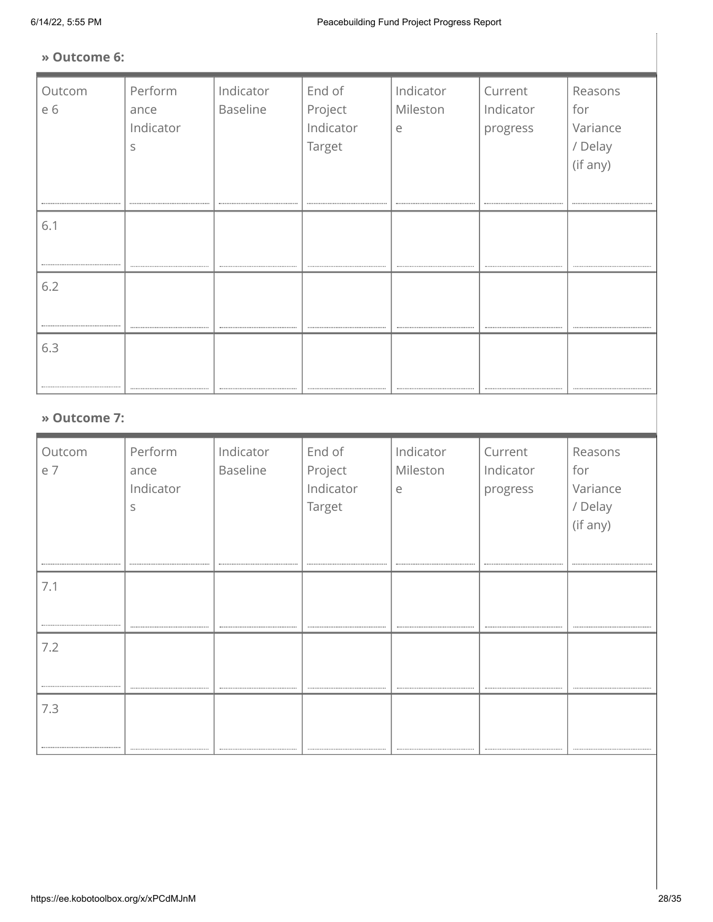**» Outcome 6:**

| Outcome 6 | Performance Indicators | Indicator Baseline | End of Project Indicator Target | Indicator Milestone | Current Indicator progress | Reasons for Variance / Delay (if any) |
|---|---|---|---|---|---|---|
| 6.1 | | | | | | |
| 6.2 | | | | | | |
| 6.3 | | | | | | |

**» Outcome 7:**

| Outcome 7 | Performance Indicators | Indicator Baseline | End of Project Indicator Target | Indicator Milestone | Current Indicator progress | Reasons for Variance / Delay (if any) |
|---|---|---|---|---|---|---|
| 7.1 | | | | | | |
| 7.2 | | | | | | |
| 7.3 | | | | | | |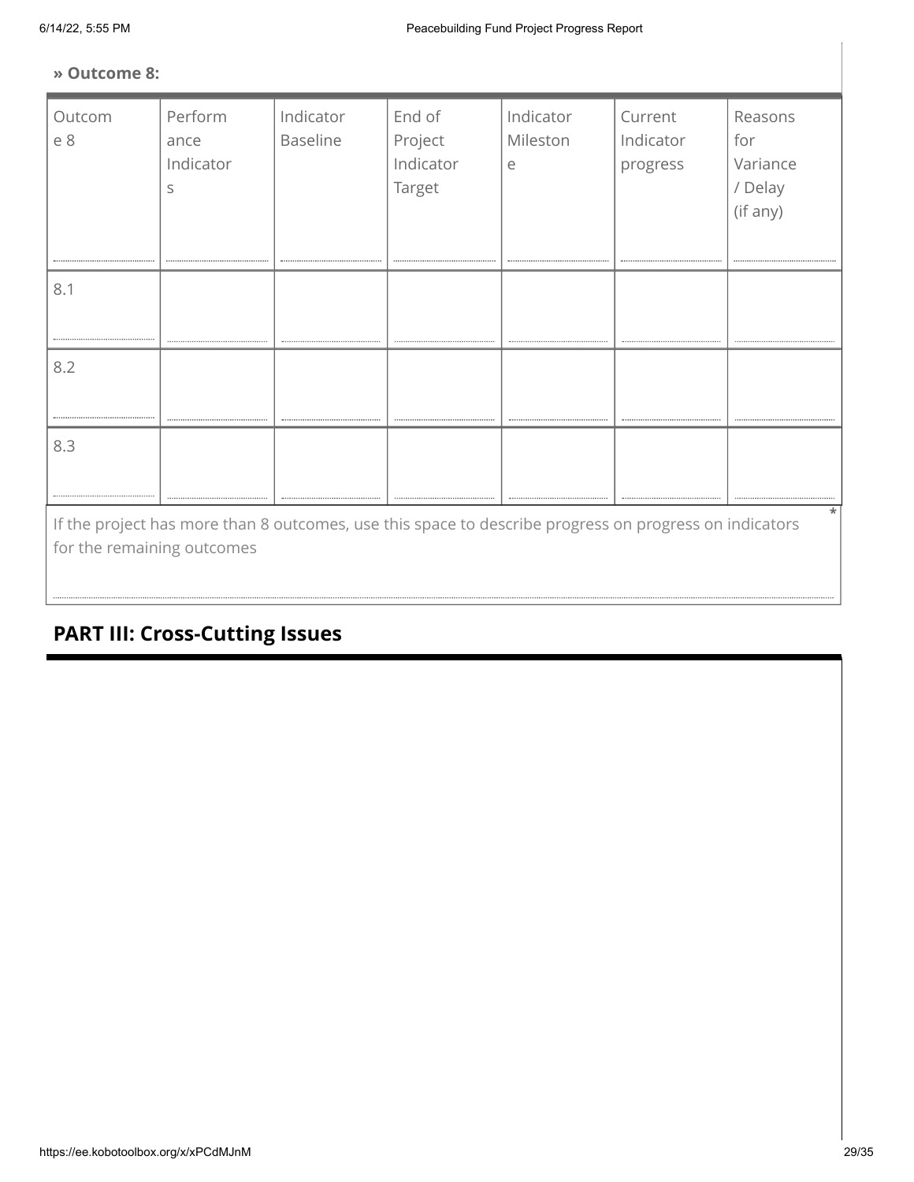**» Outcome 8:**

| Outcome 8 | Performance Indicators | Indicator Baseline | End of Project Indicator Target | Indicator Milestone | Current Indicator progress | Reasons for Variance / Delay (if any) |
|---|---|---|---|---|---|---|
| 8.1 | | | | | | |
| 8.2 | | | | | | |
| 8.3 | | | | | | |

If the project has more than 8 outcomes, use this space to describe progress on progress on indicators for the remaining outcomes *

## PART III: Cross-Cutting Issues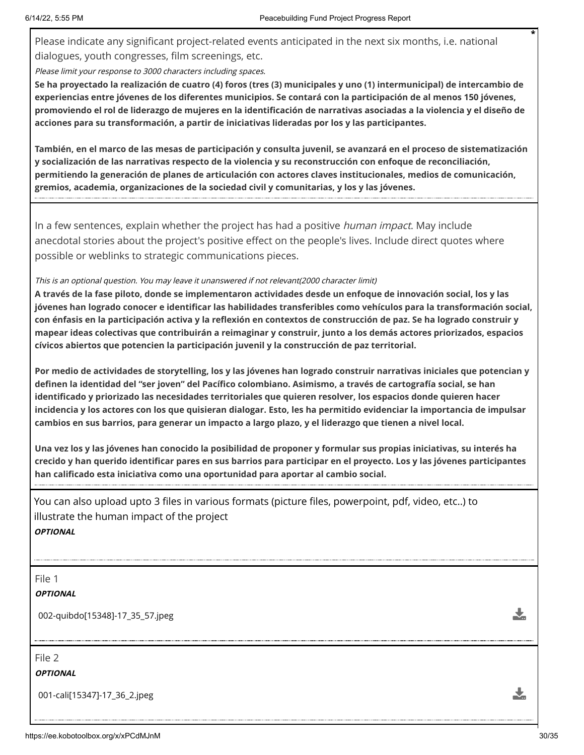Please indicate any significant project-related events anticipated in the next six months, i.e. national dialogues, youth congresses, film screenings, etc.

*Please limit your response to 3000 characters including spaces.*

**Se ha proyectado la realización de cuatro (4) foros (tres (3) municipales y uno (1) intermunicipal) de intercambio de experiencias entre jóvenes de los diferentes municipios. Se contará con la participación de al menos 150 jóvenes, promoviendo el rol de liderazgo de mujeres en la identificación de narrativas asociadas a la violencia y el diseño de acciones para su transformación, a partir de iniciativas lideradas por los y las participantes.**

**También, en el marco de las mesas de participación y consulta juvenil, se avanzará en el proceso de sistematización y socialización de las narrativas respecto de la violencia y su reconstrucción con enfoque de reconciliación, permitiendo la generación de planes de articulación con actores claves institucionales, medios de comunicación, gremios, academia, organizaciones de la sociedad civil y comunitarias, y los y las jóvenes.**

In a few sentences, explain whether the project has had a positive *human impact*. May include anecdotal stories about the project's positive effect on the people's lives. Include direct quotes where possible or weblinks to strategic communications pieces.

*This is an optional question. You may leave it unanswered if not relevant(2000 character limit)*

**A través de la fase piloto, donde se implementaron actividades desde un enfoque de innovación social, los y las jóvenes han logrado conocer e identificar las habilidades transferibles como vehículos para la transformación social, con énfasis en la participación activa y la reflexión en contextos de construcción de paz. Se ha logrado construir y mapear ideas colectivas que contribuirán a reimaginar y construir, junto a los demás actores priorizados, espacios cívicos abiertos que potencien la participación juvenil y la construcción de paz territorial.**

**Por medio de actividades de storytelling, los y las jóvenes han logrado construir narrativas iniciales que potencian y definen la identidad del "ser joven" del Pacífico colombiano. Asimismo, a través de cartografía social, se han identificado y priorizado las necesidades territoriales que quieren resolver, los espacios donde quieren hacer incidencia y los actores con los que quisieran dialogar. Esto, les ha permitido evidenciar la importancia de impulsar cambios en sus barrios, para generar un impacto a largo plazo, y el liderazgo que tienen a nivel local.**

**Una vez los y las jóvenes han conocido la posibilidad de proponer y formular sus propias iniciativas, su interés ha crecido y han querido identificar pares en sus barrios para participar en el proyecto. Los y las jóvenes participantes han calificado esta iniciativa como una oportunidad para aportar al cambio social.**

You can also upload upto 3 files in various formats (picture files, powerpoint, pdf, video, etc..) to illustrate the human impact of the project

***OPTIONAL***

File 1

***OPTIONAL***

002-quibdo[15348]-17_35_57.jpeg

File 2

***OPTIONAL***

001-cali[15347]-17_36_2.jpeg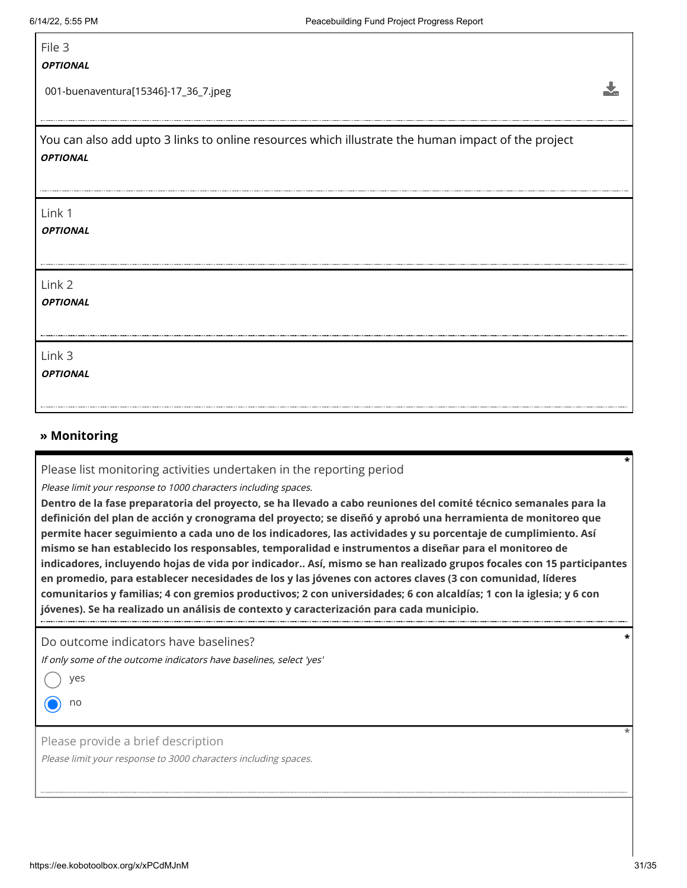File 3

***OPTIONAL***

001-buenaventura[15346]-17_36_7.jpeg

You can also add upto 3 links to online resources which illustrate the human impact of the project

***OPTIONAL***

Link 1

***OPTIONAL***

Link 2

***OPTIONAL***

Link 3

***OPTIONAL***

## » Monitoring

Please list monitoring activities undertaken in the reporting period *

*Please limit your response to 1000 characters including spaces.*

**Dentro de la fase preparatoria del proyecto, se ha llevado a cabo reuniones del comité técnico semanales para la definición del plan de acción y cronograma del proyecto; se diseñó y aprobó una herramienta de monitoreo que permite hacer seguimiento a cada uno de los indicadores, las actividades y su porcentaje de cumplimiento. Así mismo se han establecido los responsables, temporalidad e instrumentos a diseñar para el monitoreo de indicadores, incluyendo hojas de vida por indicador.. Así, mismo se han realizado grupos focales con 15 participantes en promedio, para establecer necesidades de los y las jóvenes con actores claves (3 con comunidad, líderes comunitarios y familias; 4 con gremios productivos; 2 con universidades; 6 con alcaldías; 1 con la iglesia; y 6 con jóvenes). Se ha realizado un análisis de contexto y caracterización para cada municipio.**

Do outcome indicators have baselines? *

*If only some of the outcome indicators have baselines, select 'yes'*

- ○ yes
- ● no

Please provide a brief description *

*Please limit your response to 3000 characters including spaces.*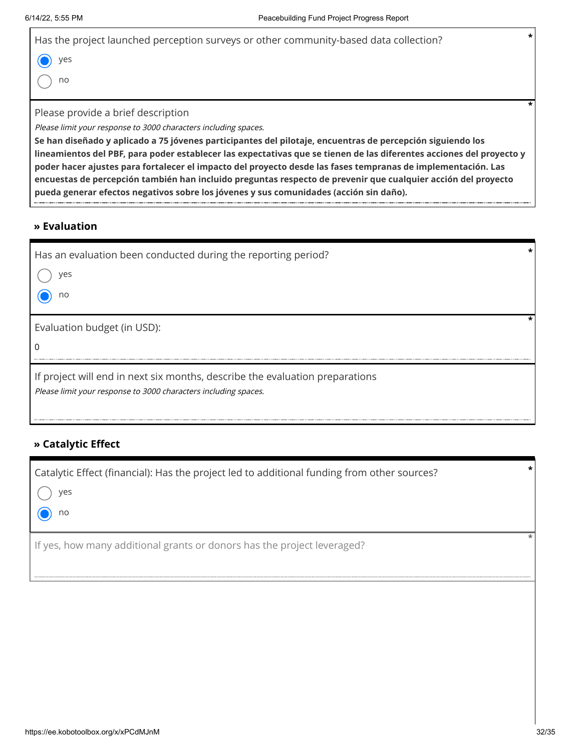Has the project launched perception surveys or other community-based data collection? *

- (●) yes
- ( ) no

Please provide a brief description *

*Please limit your response to 3000 characters including spaces.*

**Se han diseñado y aplicado a 75 jóvenes participantes del pilotaje, encuentras de percepción siguiendo los lineamientos del PBF, para poder establecer las expectativas que se tienen de las diferentes acciones del proyecto y poder hacer ajustes para fortalecer el impacto del proyecto desde las fases tempranas de implementación. Las encuestas de percepción también han incluido preguntas respecto de prevenir que cualquier acción del proyecto pueda generar efectos negativos sobre los jóvenes y sus comunidades (acción sin daño).**

## » Evaluation

Has an evaluation been conducted during the reporting period? *

- ( ) yes
- (●) no

Evaluation budget (in USD): *

0

If project will end in next six months, describe the evaluation preparations

*Please limit your response to 3000 characters including spaces.*

## » Catalytic Effect

Catalytic Effect (financial): Has the project led to additional funding from other sources? *

- ( ) yes
- (●) no

If yes, how many additional grants or donors has the project leveraged? *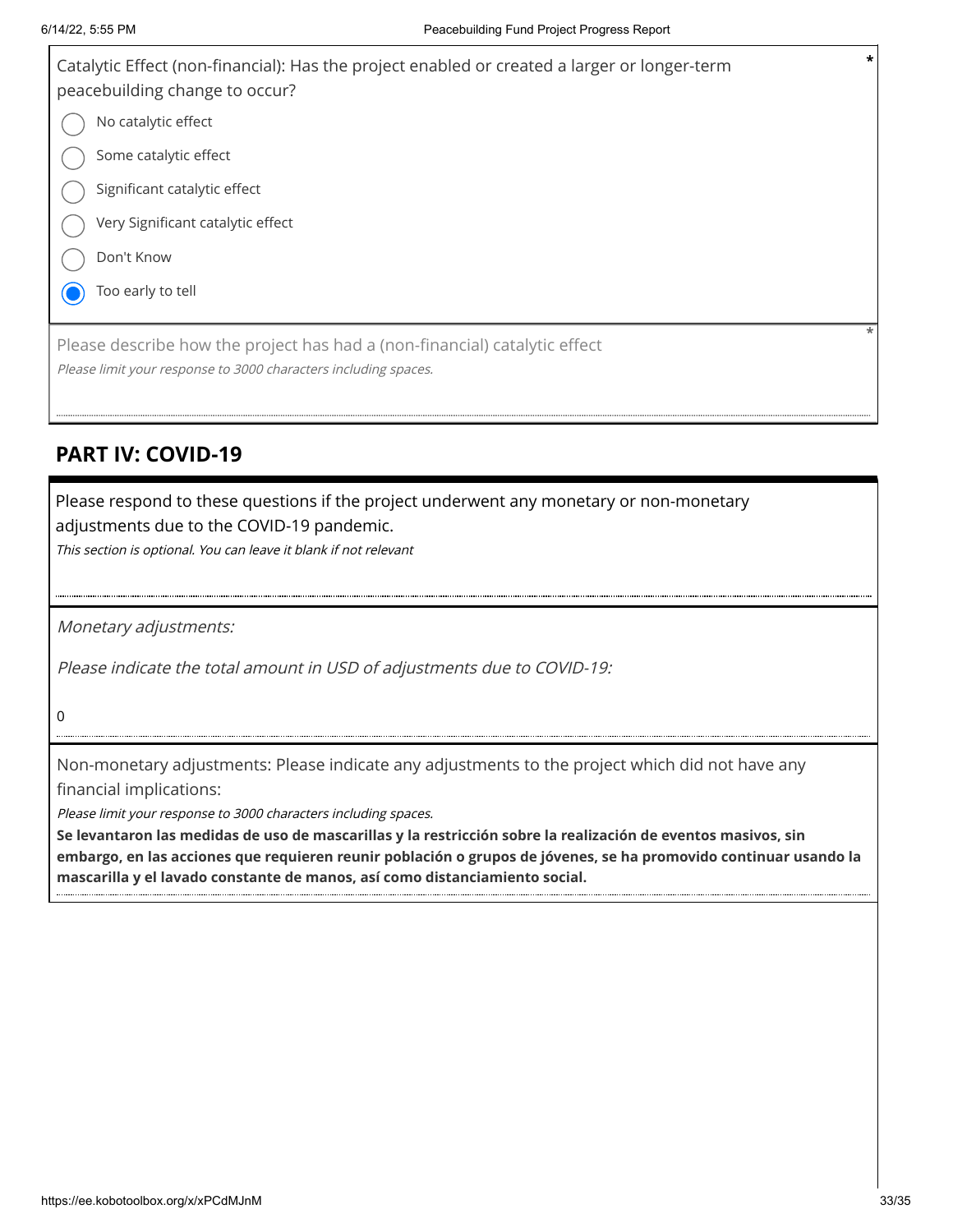Catalytic Effect (non-financial): Has the project enabled or created a larger or longer-term peacebuilding change to occur? *

- ○ No catalytic effect
- ○ Some catalytic effect
- ○ Significant catalytic effect
- ○ Very Significant catalytic effect
- ○ Don't Know
- ◉ Too early to tell

Please describe how the project has had a (non-financial) catalytic effect *

*Please limit your response to 3000 characters including spaces.*

## PART IV: COVID-19

Please respond to these questions if the project underwent any monetary or non-monetary adjustments due to the COVID-19 pandemic.

*This section is optional. You can leave it blank if not relevant*

*Monetary adjustments:*

*Please indicate the total amount in USD of adjustments due to COVID-19:*

0

Non-monetary adjustments: Please indicate any adjustments to the project which did not have any financial implications:

*Please limit your response to 3000 characters including spaces.*

**Se levantaron las medidas de uso de mascarillas y la restricción sobre la realización de eventos masivos, sin embargo, en las acciones que requieren reunir población o grupos de jóvenes, se ha promovido continuar usando la mascarilla y el lavado constante de manos, así como distanciamiento social.**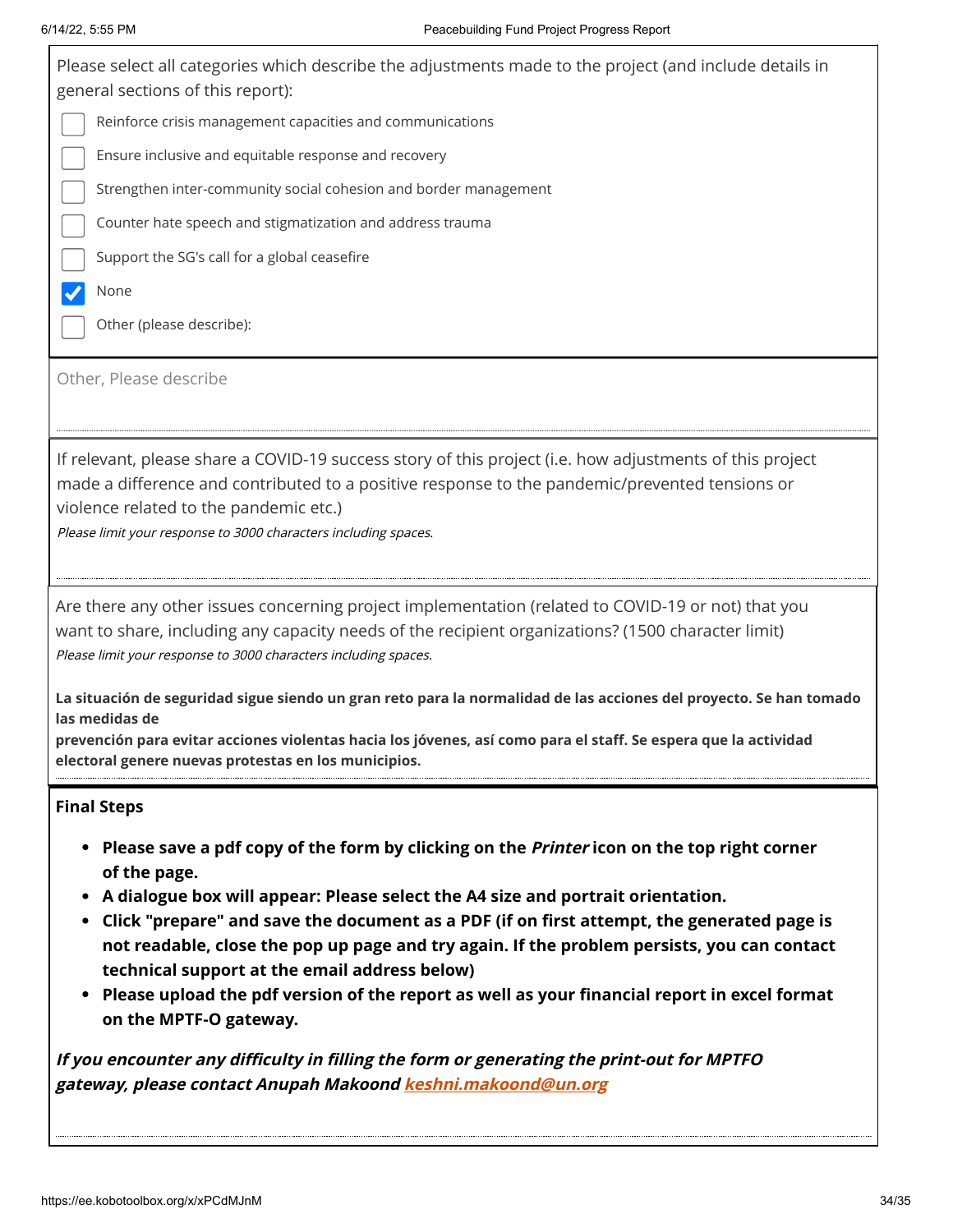Please select all categories which describe the adjustments made to the project (and include details in general sections of this report):

- [ ] Reinforce crisis management capacities and communications
- [ ] Ensure inclusive and equitable response and recovery
- [ ] Strengthen inter-community social cohesion and border management
- [ ] Counter hate speech and stigmatization and address trauma
- [ ] Support the SG's call for a global ceasefire
- [x] None
- [ ] Other (please describe):

Other, Please describe

If relevant, please share a COVID-19 success story of this project (i.e. how adjustments of this project made a difference and contributed to a positive response to the pandemic/prevented tensions or violence related to the pandemic etc.)

*Please limit your response to 3000 characters including spaces.*

Are there any other issues concerning project implementation (related to COVID-19 or not) that you want to share, including any capacity needs of the recipient organizations? (1500 character limit)

*Please limit your response to 3000 characters including spaces.*

**La situación de seguridad sigue siendo un gran reto para la normalidad de las acciones del proyecto. Se han tomado las medidas de prevención para evitar acciones violentas hacia los jóvenes, así como para el staff. Se espera que la actividad electoral genere nuevas protestas en los municipios.**

**Final Steps**

- **Please save a pdf copy of the form by clicking on the *Printer* icon on the top right corner of the page.**
- **A dialogue box will appear: Please select the A4 size and portrait orientation.**
- **Click "prepare" and save the document as a PDF (if on first attempt, the generated page is not readable, close the pop up page and try again. If the problem persists, you can contact technical support at the email address below)**
- **Please upload the pdf version of the report as well as your financial report in excel format on the MPTF-O gateway.**

***If you encounter any difficulty in filling the form or generating the print-out for MPTFO gateway, please contact Anupah Makoond [keshni.makoond@un.org](mailto:keshni.makoond@un.org)***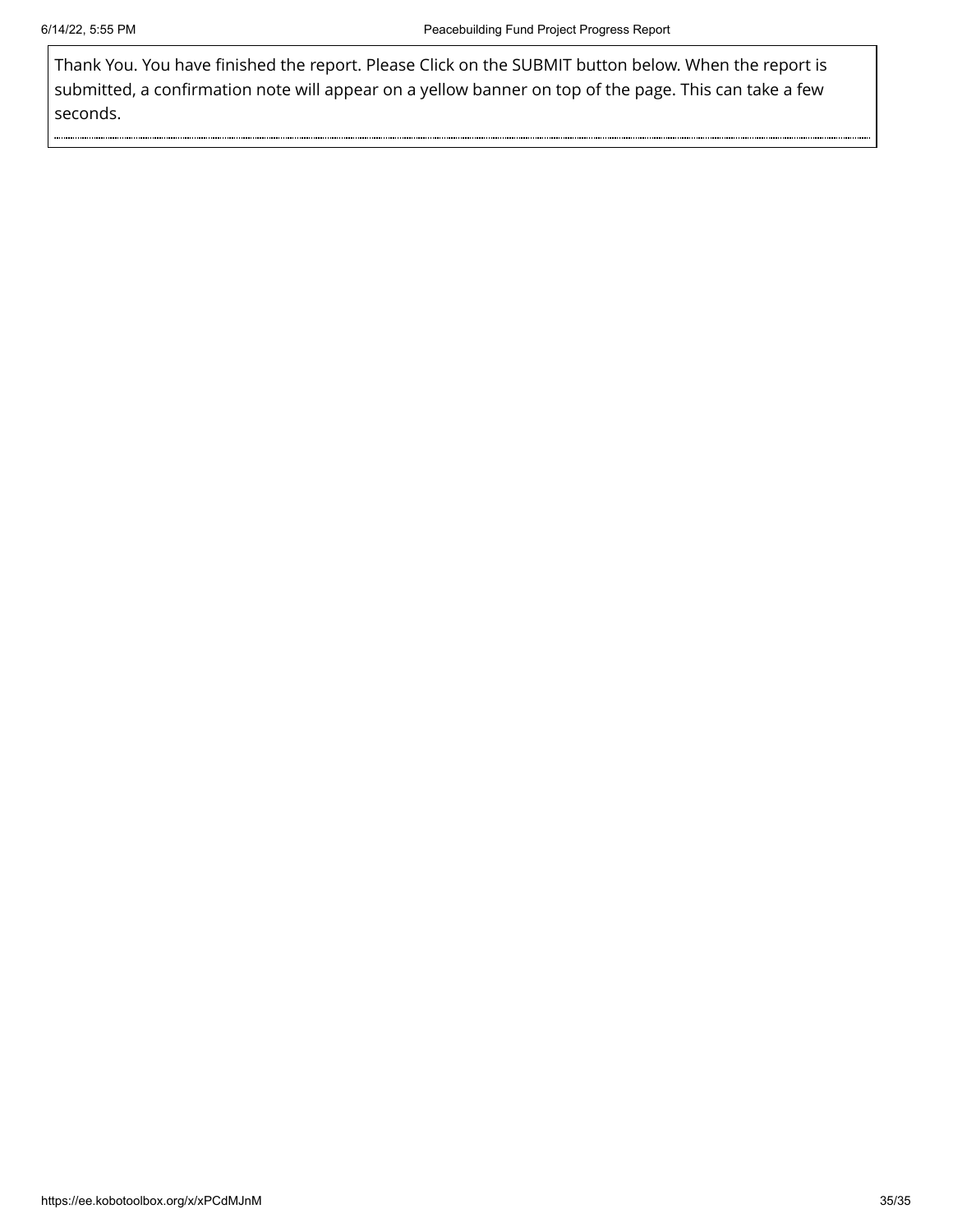Thank You. You have finished the report. Please Click on the SUBMIT button below. When the report is submitted, a confirmation note will appear on a yellow banner on top of the page. This can take a few seconds.